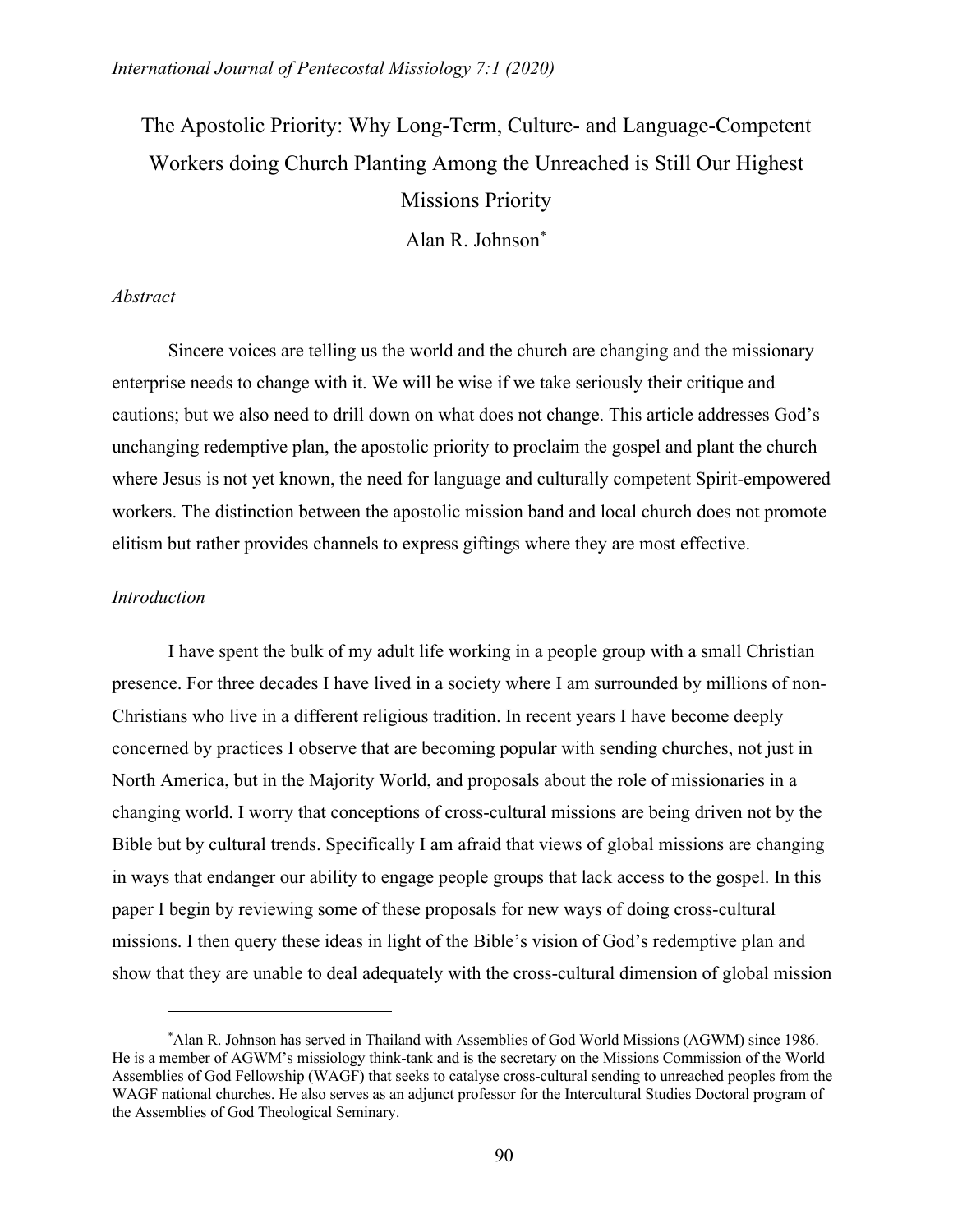# The Apostolic Priority: Why Long-Term, Culture- and Language-Competent Workers doing Church Planting Among the Unreached is Still Our Highest Missions Priority

Alan R. Johnson[*]

*Abstract*

Sincere voices are telling us the world and the church are changing and the missionary enterprise needs to change with it. We will be wise if we take seriously their critique and cautions; but we also need to drill down on what does not change. This article addresses God's unchanging redemptive plan, the apostolic priority to proclaim the gospel and plant the church where Jesus is not yet known, the need for language and culturally competent Spirit-empowered workers. The distinction between the apostolic mission band and local church does not promote elitism but rather provides channels to express giftings where they are most effective.

*Introduction*

I have spent the bulk of my adult life working in a people group with a small Christian presence. For three decades I have lived in a society where I am surrounded by millions of non-Christians who live in a different religious tradition. In recent years I have become deeply concerned by practices I observe that are becoming popular with sending churches, not just in North America, but in the Majority World, and proposals about the role of missionaries in a changing world. I worry that conceptions of cross-cultural missions are being driven not by the Bible but by cultural trends. Specifically I am afraid that views of global missions are changing in ways that endanger our ability to engage people groups that lack access to the gospel. In this paper I begin by reviewing some of these proposals for new ways of doing cross-cultural missions. I then query these ideas in light of the Bible's vision of God's redemptive plan and show that they are unable to deal adequately with the cross-cultural dimension of global mission

---

[*] Alan R. Johnson has served in Thailand with Assemblies of God World Missions (AGWM) since 1986. He is a member of AGWM's missiology think-tank and is the secretary on the Missions Commission of the World Assemblies of God Fellowship (WAGF) that seeks to catalyse cross-cultural sending to unreached peoples from the WAGF national churches. He also serves as an adjunct professor for the Intercultural Studies Doctoral program of the Assemblies of God Theological Seminary.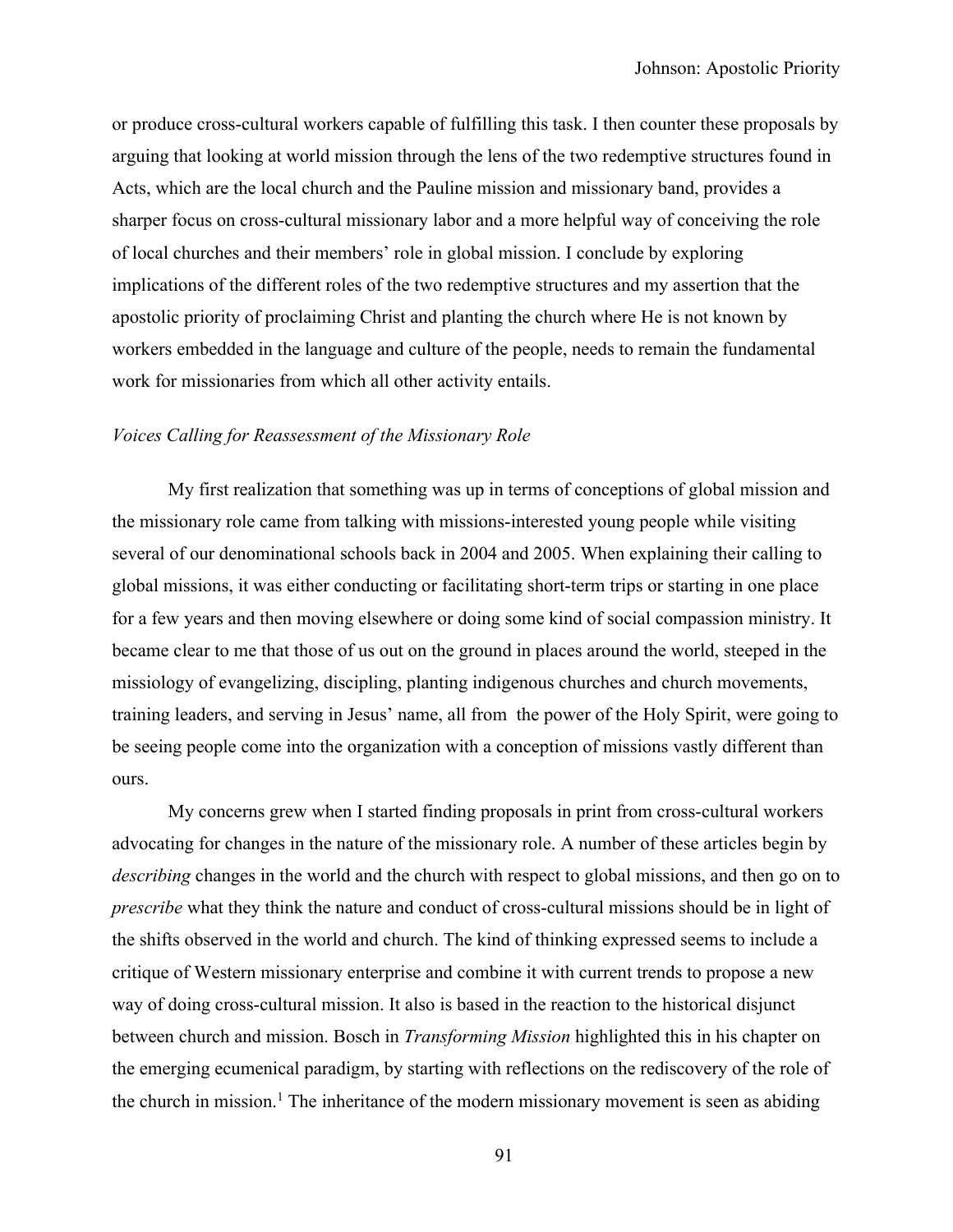or produce cross-cultural workers capable of fulfilling this task. I then counter these proposals by arguing that looking at world mission through the lens of the two redemptive structures found in Acts, which are the local church and the Pauline mission and missionary band, provides a sharper focus on cross-cultural missionary labor and a more helpful way of conceiving the role of local churches and their members' role in global mission. I conclude by exploring implications of the different roles of the two redemptive structures and my assertion that the apostolic priority of proclaiming Christ and planting the church where He is not known by workers embedded in the language and culture of the people, needs to remain the fundamental work for missionaries from which all other activity entails.

*Voices Calling for Reassessment of the Missionary Role*

My first realization that something was up in terms of conceptions of global mission and the missionary role came from talking with missions-interested young people while visiting several of our denominational schools back in 2004 and 2005. When explaining their calling to global missions, it was either conducting or facilitating short-term trips or starting in one place for a few years and then moving elsewhere or doing some kind of social compassion ministry. It became clear to me that those of us out on the ground in places around the world, steeped in the missiology of evangelizing, discipling, planting indigenous churches and church movements, training leaders, and serving in Jesus' name, all from the power of the Holy Spirit, were going to be seeing people come into the organization with a conception of missions vastly different than ours.

My concerns grew when I started finding proposals in print from cross-cultural workers advocating for changes in the nature of the missionary role. A number of these articles begin by *describing* changes in the world and the church with respect to global missions, and then go on to *prescribe* what they think the nature and conduct of cross-cultural missions should be in light of the shifts observed in the world and church. The kind of thinking expressed seems to include a critique of Western missionary enterprise and combine it with current trends to propose a new way of doing cross-cultural mission. It also is based in the reaction to the historical disjunct between church and mission. Bosch in *Transforming Mission* highlighted this in his chapter on the emerging ecumenical paradigm, by starting with reflections on the rediscovery of the role of the church in mission.[1] The inheritance of the modern missionary movement is seen as abiding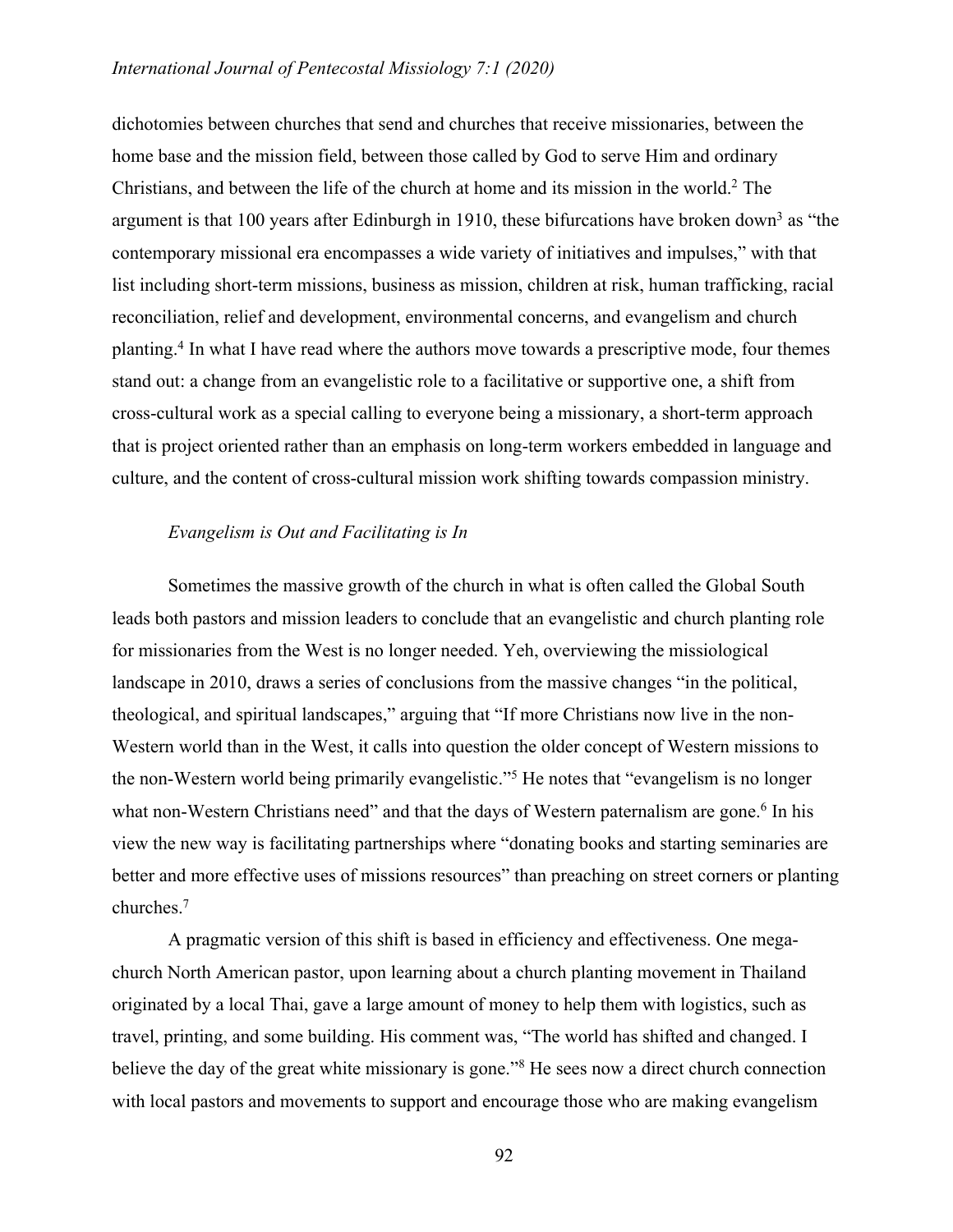dichotomies between churches that send and churches that receive missionaries, between the home base and the mission field, between those called by God to serve Him and ordinary Christians, and between the life of the church at home and its mission in the world.[2] The argument is that 100 years after Edinburgh in 1910, these bifurcations have broken down[3] as "the contemporary missional era encompasses a wide variety of initiatives and impulses," with that list including short-term missions, business as mission, children at risk, human trafficking, racial reconciliation, relief and development, environmental concerns, and evangelism and church planting.[4] In what I have read where the authors move towards a prescriptive mode, four themes stand out: a change from an evangelistic role to a facilitative or supportive one, a shift from cross-cultural work as a special calling to everyone being a missionary, a short-term approach that is project oriented rather than an emphasis on long-term workers embedded in language and culture, and the content of cross-cultural mission work shifting towards compassion ministry.

### *Evangelism is Out and Facilitating is In*

Sometimes the massive growth of the church in what is often called the Global South leads both pastors and mission leaders to conclude that an evangelistic and church planting role for missionaries from the West is no longer needed. Yeh, overviewing the missiological landscape in 2010, draws a series of conclusions from the massive changes "in the political, theological, and spiritual landscapes," arguing that "If more Christians now live in the non-Western world than in the West, it calls into question the older concept of Western missions to the non-Western world being primarily evangelistic."[5] He notes that "evangelism is no longer what non-Western Christians need" and that the days of Western paternalism are gone.[6] In his view the new way is facilitating partnerships where "donating books and starting seminaries are better and more effective uses of missions resources" than preaching on street corners or planting churches.[7]

A pragmatic version of this shift is based in efficiency and effectiveness. One mega-church North American pastor, upon learning about a church planting movement in Thailand originated by a local Thai, gave a large amount of money to help them with logistics, such as travel, printing, and some building. His comment was, "The world has shifted and changed. I believe the day of the great white missionary is gone."[8] He sees now a direct church connection with local pastors and movements to support and encourage those who are making evangelism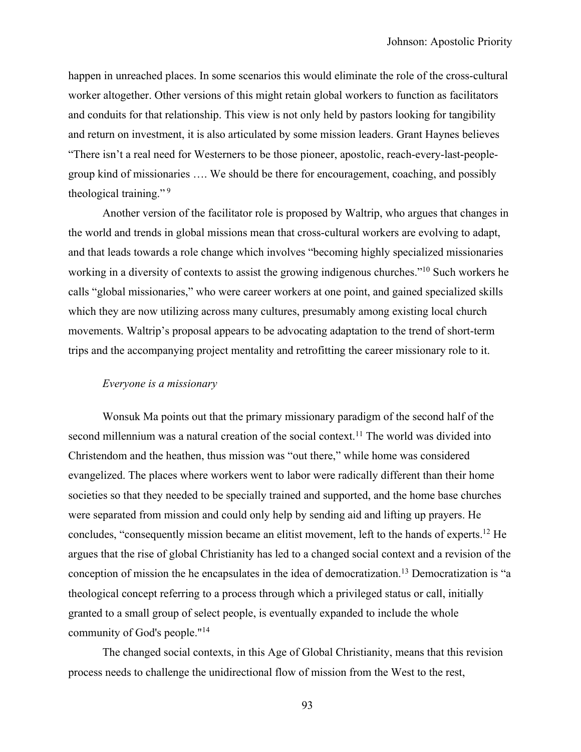happen in unreached places. In some scenarios this would eliminate the role of the cross-cultural worker altogether. Other versions of this might retain global workers to function as facilitators and conduits for that relationship. This view is not only held by pastors looking for tangibility and return on investment, it is also articulated by some mission leaders. Grant Haynes believes "There isn't a real need for Westerners to be those pioneer, apostolic, reach-every-last-people-group kind of missionaries …. We should be there for encouragement, coaching, and possibly theological training." [9]

Another version of the facilitator role is proposed by Waltrip, who argues that changes in the world and trends in global missions mean that cross-cultural workers are evolving to adapt, and that leads towards a role change which involves "becoming highly specialized missionaries working in a diversity of contexts to assist the growing indigenous churches."[10] Such workers he calls "global missionaries," who were career workers at one point, and gained specialized skills which they are now utilizing across many cultures, presumably among existing local church movements. Waltrip's proposal appears to be advocating adaptation to the trend of short-term trips and the accompanying project mentality and retrofitting the career missionary role to it.

*Everyone is a missionary*

Wonsuk Ma points out that the primary missionary paradigm of the second half of the second millennium was a natural creation of the social context.[11] The world was divided into Christendom and the heathen, thus mission was "out there," while home was considered evangelized. The places where workers went to labor were radically different than their home societies so that they needed to be specially trained and supported, and the home base churches were separated from mission and could only help by sending aid and lifting up prayers. He concludes, "consequently mission became an elitist movement, left to the hands of experts.[12] He argues that the rise of global Christianity has led to a changed social context and a revision of the conception of mission the he encapsulates in the idea of democratization.[13] Democratization is "a theological concept referring to a process through which a privileged status or call, initially granted to a small group of select people, is eventually expanded to include the whole community of God's people."[14]

The changed social contexts, in this Age of Global Christianity, means that this revision process needs to challenge the unidirectional flow of mission from the West to the rest,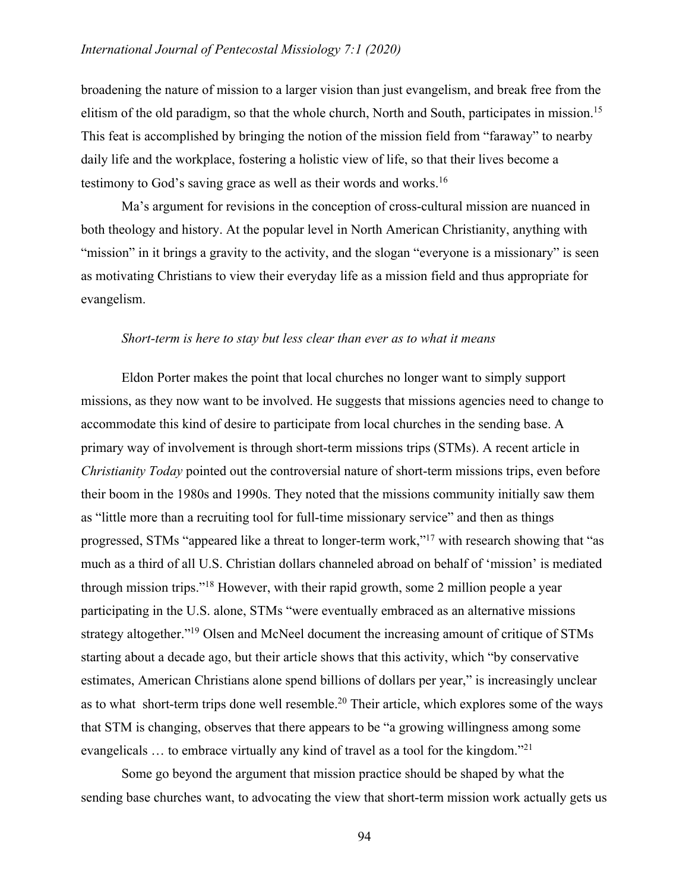broadening the nature of mission to a larger vision than just evangelism, and break free from the elitism of the old paradigm, so that the whole church, North and South, participates in mission.[15] This feat is accomplished by bringing the notion of the mission field from "faraway" to nearby daily life and the workplace, fostering a holistic view of life, so that their lives become a testimony to God's saving grace as well as their words and works.[16]

Ma's argument for revisions in the conception of cross-cultural mission are nuanced in both theology and history. At the popular level in North American Christianity, anything with "mission" in it brings a gravity to the activity, and the slogan "everyone is a missionary" is seen as motivating Christians to view their everyday life as a mission field and thus appropriate for evangelism.

*Short-term is here to stay but less clear than ever as to what it means*

Eldon Porter makes the point that local churches no longer want to simply support missions, as they now want to be involved. He suggests that missions agencies need to change to accommodate this kind of desire to participate from local churches in the sending base. A primary way of involvement is through short-term missions trips (STMs). A recent article in *Christianity Today* pointed out the controversial nature of short-term missions trips, even before their boom in the 1980s and 1990s. They noted that the missions community initially saw them as "little more than a recruiting tool for full-time missionary service" and then as things progressed, STMs "appeared like a threat to longer-term work,"[17] with research showing that "as much as a third of all U.S. Christian dollars channeled abroad on behalf of 'mission' is mediated through mission trips."[18] However, with their rapid growth, some 2 million people a year participating in the U.S. alone, STMs "were eventually embraced as an alternative missions strategy altogether."[19] Olsen and McNeel document the increasing amount of critique of STMs starting about a decade ago, but their article shows that this activity, which "by conservative estimates, American Christians alone spend billions of dollars per year," is increasingly unclear as to what short-term trips done well resemble.[20] Their article, which explores some of the ways that STM is changing, observes that there appears to be "a growing willingness among some evangelicals … to embrace virtually any kind of travel as a tool for the kingdom."[21]

Some go beyond the argument that mission practice should be shaped by what the sending base churches want, to advocating the view that short-term mission work actually gets us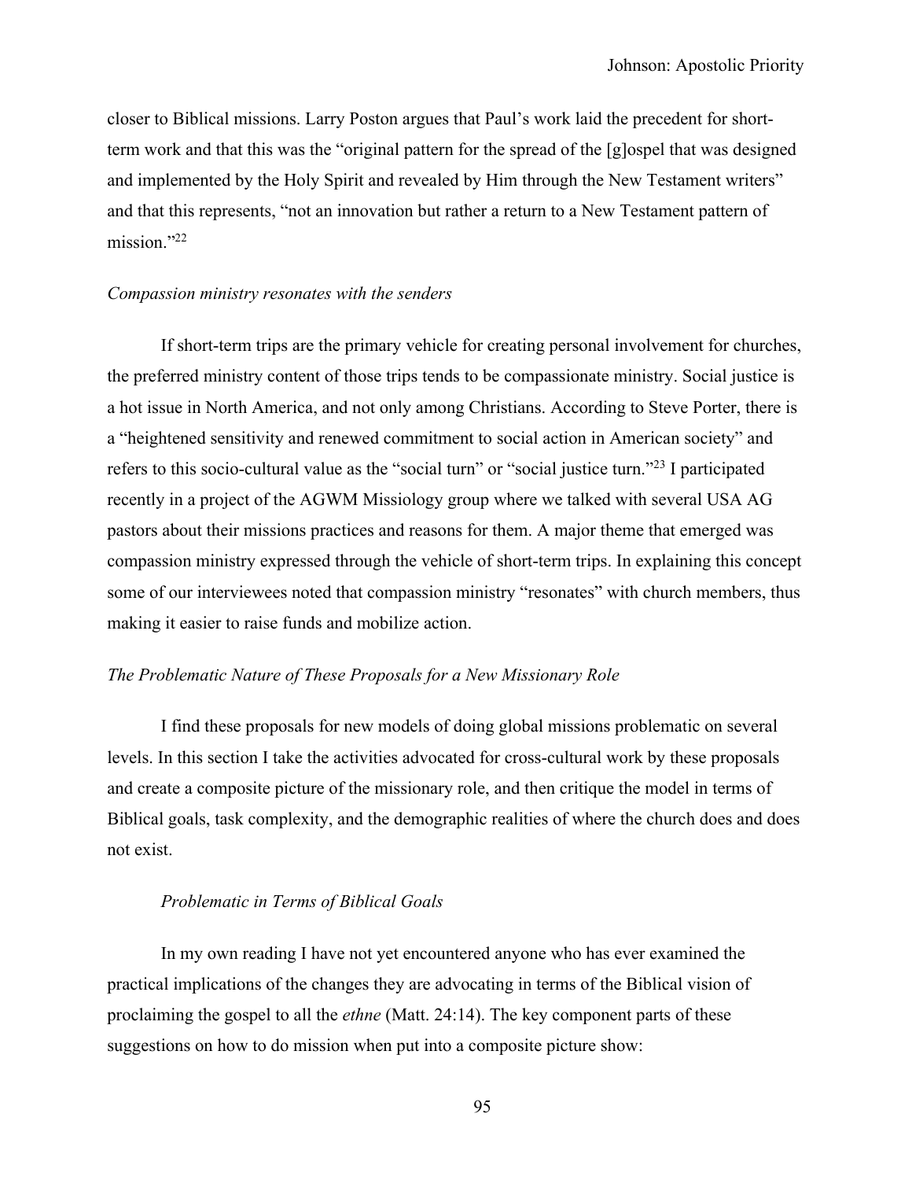closer to Biblical missions. Larry Poston argues that Paul's work laid the precedent for short-term work and that this was the "original pattern for the spread of the [g]ospel that was designed and implemented by the Holy Spirit and revealed by Him through the New Testament writers" and that this represents, "not an innovation but rather a return to a New Testament pattern of mission."[22]

### *Compassion ministry resonates with the senders*

If short-term trips are the primary vehicle for creating personal involvement for churches, the preferred ministry content of those trips tends to be compassionate ministry. Social justice is a hot issue in North America, and not only among Christians. According to Steve Porter, there is a "heightened sensitivity and renewed commitment to social action in American society" and refers to this socio-cultural value as the "social turn" or "social justice turn."[23] I participated recently in a project of the AGWM Missiology group where we talked with several USA AG pastors about their missions practices and reasons for them. A major theme that emerged was compassion ministry expressed through the vehicle of short-term trips. In explaining this concept some of our interviewees noted that compassion ministry "resonates" with church members, thus making it easier to raise funds and mobilize action.

## *The Problematic Nature of These Proposals for a New Missionary Role*

I find these proposals for new models of doing global missions problematic on several levels. In this section I take the activities advocated for cross-cultural work by these proposals and create a composite picture of the missionary role, and then critique the model in terms of Biblical goals, task complexity, and the demographic realities of where the church does and does not exist.

### *Problematic in Terms of Biblical Goals*

In my own reading I have not yet encountered anyone who has ever examined the practical implications of the changes they are advocating in terms of the Biblical vision of proclaiming the gospel to all the *ethne* (Matt. 24:14). The key component parts of these suggestions on how to do mission when put into a composite picture show: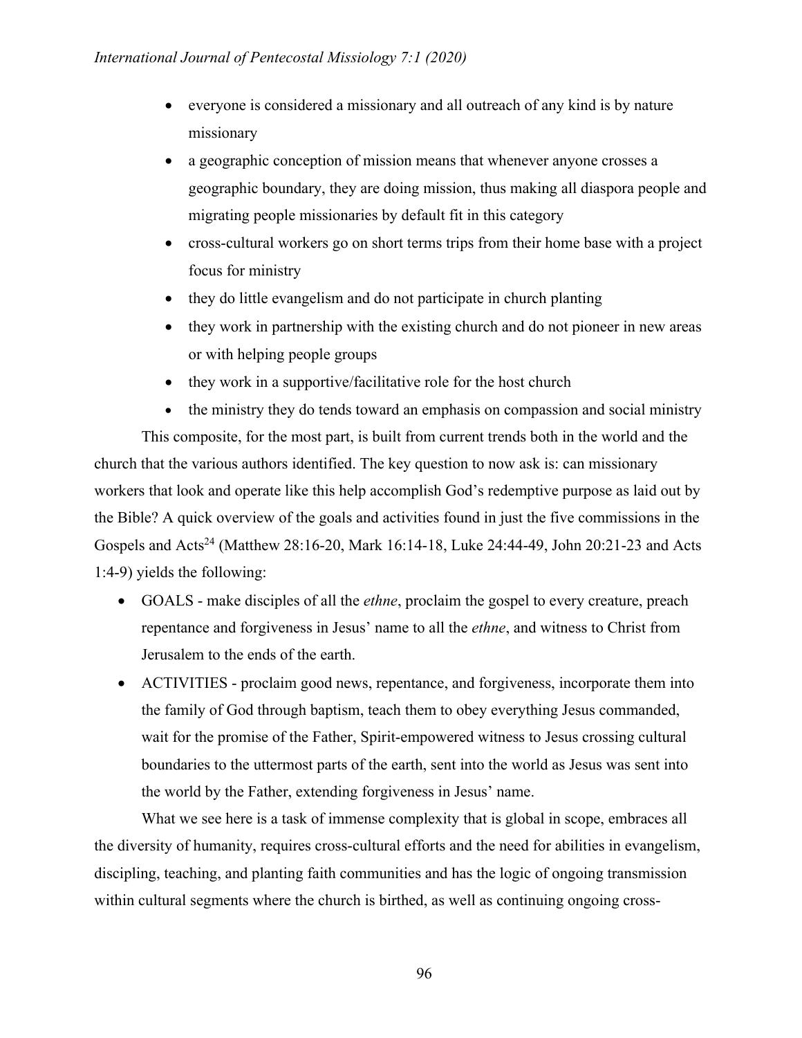- everyone is considered a missionary and all outreach of any kind is by nature missionary
- a geographic conception of mission means that whenever anyone crosses a geographic boundary, they are doing mission, thus making all diaspora people and migrating people missionaries by default fit in this category
- cross-cultural workers go on short terms trips from their home base with a project focus for ministry
- they do little evangelism and do not participate in church planting
- they work in partnership with the existing church and do not pioneer in new areas or with helping people groups
- they work in a supportive/facilitative role for the host church
- the ministry they do tends toward an emphasis on compassion and social ministry

This composite, for the most part, is built from current trends both in the world and the church that the various authors identified. The key question to now ask is: can missionary workers that look and operate like this help accomplish God's redemptive purpose as laid out by the Bible? A quick overview of the goals and activities found in just the five commissions in the Gospels and Acts[24] (Matthew 28:16-20, Mark 16:14-18, Luke 24:44-49, John 20:21-23 and Acts 1:4-9) yields the following:

- GOALS - make disciples of all the *ethne*, proclaim the gospel to every creature, preach repentance and forgiveness in Jesus' name to all the *ethne*, and witness to Christ from Jerusalem to the ends of the earth.
- ACTIVITIES - proclaim good news, repentance, and forgiveness, incorporate them into the family of God through baptism, teach them to obey everything Jesus commanded, wait for the promise of the Father, Spirit-empowered witness to Jesus crossing cultural boundaries to the uttermost parts of the earth, sent into the world as Jesus was sent into the world by the Father, extending forgiveness in Jesus' name.

What we see here is a task of immense complexity that is global in scope, embraces all the diversity of humanity, requires cross-cultural efforts and the need for abilities in evangelism, discipling, teaching, and planting faith communities and has the logic of ongoing transmission within cultural segments where the church is birthed, as well as continuing ongoing cross-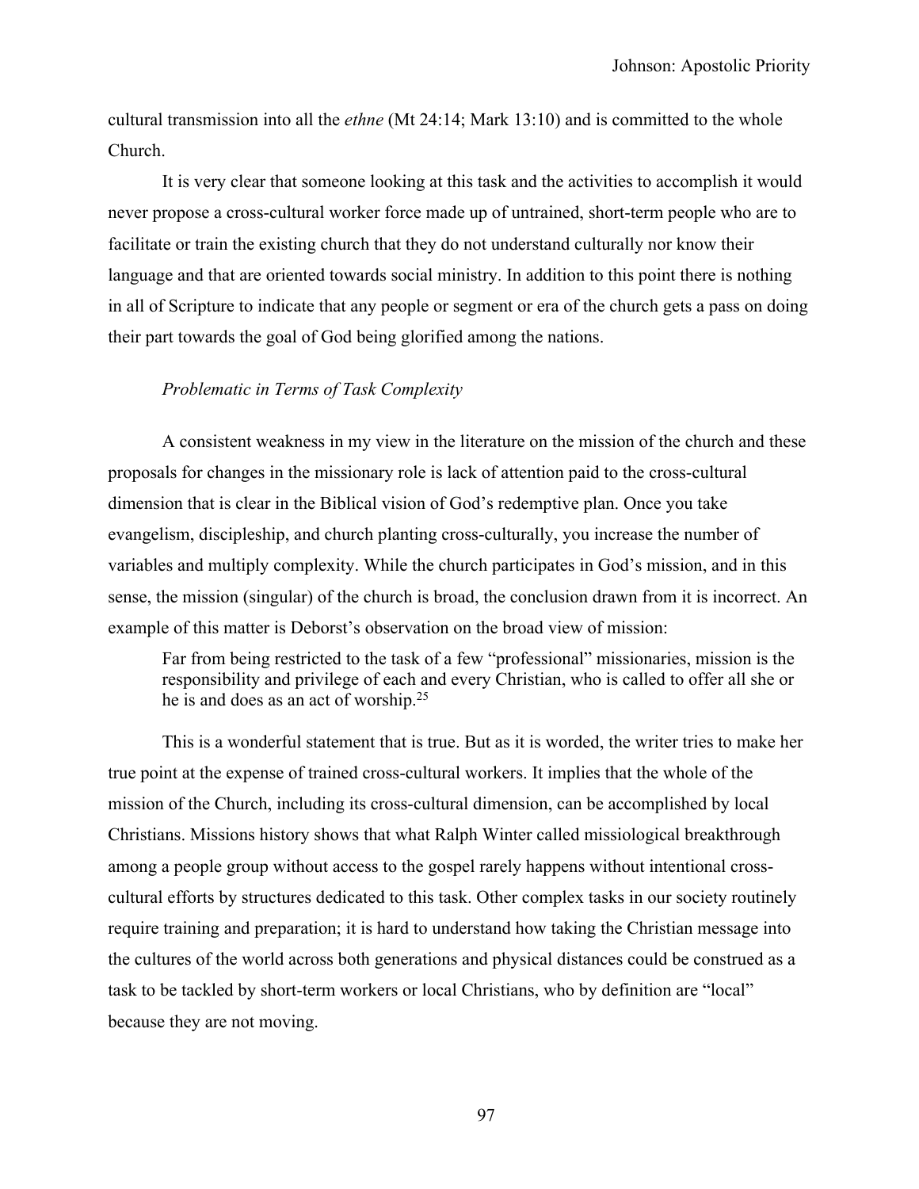cultural transmission into all the *ethne* (Mt 24:14; Mark 13:10) and is committed to the whole Church.

It is very clear that someone looking at this task and the activities to accomplish it would never propose a cross-cultural worker force made up of untrained, short-term people who are to facilitate or train the existing church that they do not understand culturally nor know their language and that are oriented towards social ministry. In addition to this point there is nothing in all of Scripture to indicate that any people or segment or era of the church gets a pass on doing their part towards the goal of God being glorified among the nations.

### *Problematic in Terms of Task Complexity*

A consistent weakness in my view in the literature on the mission of the church and these proposals for changes in the missionary role is lack of attention paid to the cross-cultural dimension that is clear in the Biblical vision of God's redemptive plan. Once you take evangelism, discipleship, and church planting cross-culturally, you increase the number of variables and multiply complexity. While the church participates in God's mission, and in this sense, the mission (singular) of the church is broad, the conclusion drawn from it is incorrect. An example of this matter is Deborst's observation on the broad view of mission:

> Far from being restricted to the task of a few "professional" missionaries, mission is the responsibility and privilege of each and every Christian, who is called to offer all she or he is and does as an act of worship.[25]

This is a wonderful statement that is true. But as it is worded, the writer tries to make her true point at the expense of trained cross-cultural workers. It implies that the whole of the mission of the Church, including its cross-cultural dimension, can be accomplished by local Christians. Missions history shows that what Ralph Winter called missiological breakthrough among a people group without access to the gospel rarely happens without intentional cross-cultural efforts by structures dedicated to this task. Other complex tasks in our society routinely require training and preparation; it is hard to understand how taking the Christian message into the cultures of the world across both generations and physical distances could be construed as a task to be tackled by short-term workers or local Christians, who by definition are "local" because they are not moving.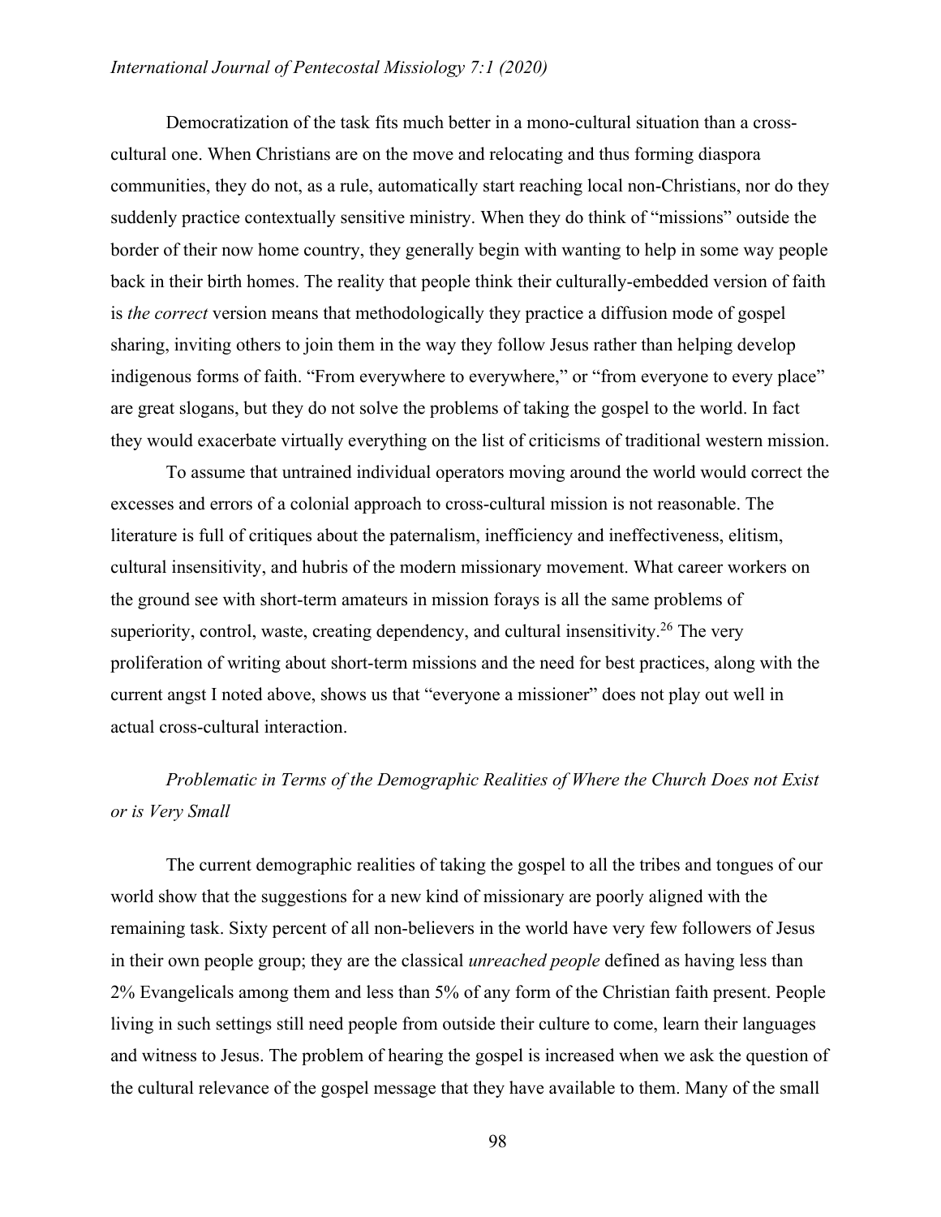Democratization of the task fits much better in a mono-cultural situation than a cross-cultural one. When Christians are on the move and relocating and thus forming diaspora communities, they do not, as a rule, automatically start reaching local non-Christians, nor do they suddenly practice contextually sensitive ministry. When they do think of "missions" outside the border of their now home country, they generally begin with wanting to help in some way people back in their birth homes. The reality that people think their culturally-embedded version of faith is *the correct* version means that methodologically they practice a diffusion mode of gospel sharing, inviting others to join them in the way they follow Jesus rather than helping develop indigenous forms of faith. "From everywhere to everywhere," or "from everyone to every place" are great slogans, but they do not solve the problems of taking the gospel to the world. In fact they would exacerbate virtually everything on the list of criticisms of traditional western mission.

To assume that untrained individual operators moving around the world would correct the excesses and errors of a colonial approach to cross-cultural mission is not reasonable. The literature is full of critiques about the paternalism, inefficiency and ineffectiveness, elitism, cultural insensitivity, and hubris of the modern missionary movement. What career workers on the ground see with short-term amateurs in mission forays is all the same problems of superiority, control, waste, creating dependency, and cultural insensitivity.[26] The very proliferation of writing about short-term missions and the need for best practices, along with the current angst I noted above, shows us that "everyone a missioner" does not play out well in actual cross-cultural interaction.

### *Problematic in Terms of the Demographic Realities of Where the Church Does not Exist or is Very Small*

The current demographic realities of taking the gospel to all the tribes and tongues of our world show that the suggestions for a new kind of missionary are poorly aligned with the remaining task. Sixty percent of all non-believers in the world have very few followers of Jesus in their own people group; they are the classical *unreached people* defined as having less than 2% Evangelicals among them and less than 5% of any form of the Christian faith present. People living in such settings still need people from outside their culture to come, learn their languages and witness to Jesus. The problem of hearing the gospel is increased when we ask the question of the cultural relevance of the gospel message that they have available to them. Many of the small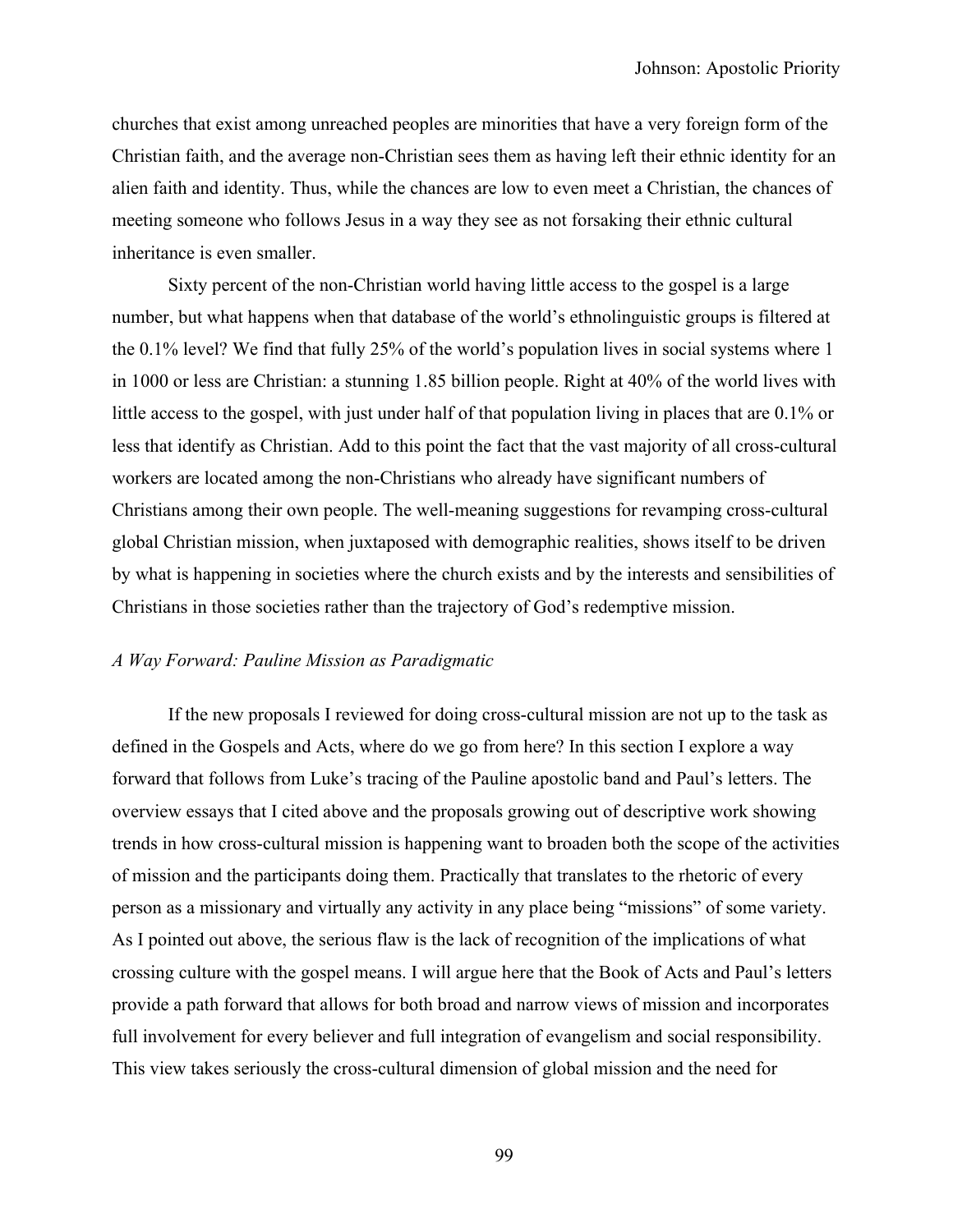churches that exist among unreached peoples are minorities that have a very foreign form of the Christian faith, and the average non-Christian sees them as having left their ethnic identity for an alien faith and identity. Thus, while the chances are low to even meet a Christian, the chances of meeting someone who follows Jesus in a way they see as not forsaking their ethnic cultural inheritance is even smaller.

Sixty percent of the non-Christian world having little access to the gospel is a large number, but what happens when that database of the world's ethnolinguistic groups is filtered at the 0.1% level? We find that fully 25% of the world's population lives in social systems where 1 in 1000 or less are Christian: a stunning 1.85 billion people. Right at 40% of the world lives with little access to the gospel, with just under half of that population living in places that are 0.1% or less that identify as Christian. Add to this point the fact that the vast majority of all cross-cultural workers are located among the non-Christians who already have significant numbers of Christians among their own people. The well-meaning suggestions for revamping cross-cultural global Christian mission, when juxtaposed with demographic realities, shows itself to be driven by what is happening in societies where the church exists and by the interests and sensibilities of Christians in those societies rather than the trajectory of God's redemptive mission.

### *A Way Forward: Pauline Mission as Paradigmatic*

If the new proposals I reviewed for doing cross-cultural mission are not up to the task as defined in the Gospels and Acts, where do we go from here? In this section I explore a way forward that follows from Luke's tracing of the Pauline apostolic band and Paul's letters. The overview essays that I cited above and the proposals growing out of descriptive work showing trends in how cross-cultural mission is happening want to broaden both the scope of the activities of mission and the participants doing them. Practically that translates to the rhetoric of every person as a missionary and virtually any activity in any place being "missions" of some variety. As I pointed out above, the serious flaw is the lack of recognition of the implications of what crossing culture with the gospel means. I will argue here that the Book of Acts and Paul's letters provide a path forward that allows for both broad and narrow views of mission and incorporates full involvement for every believer and full integration of evangelism and social responsibility. This view takes seriously the cross-cultural dimension of global mission and the need for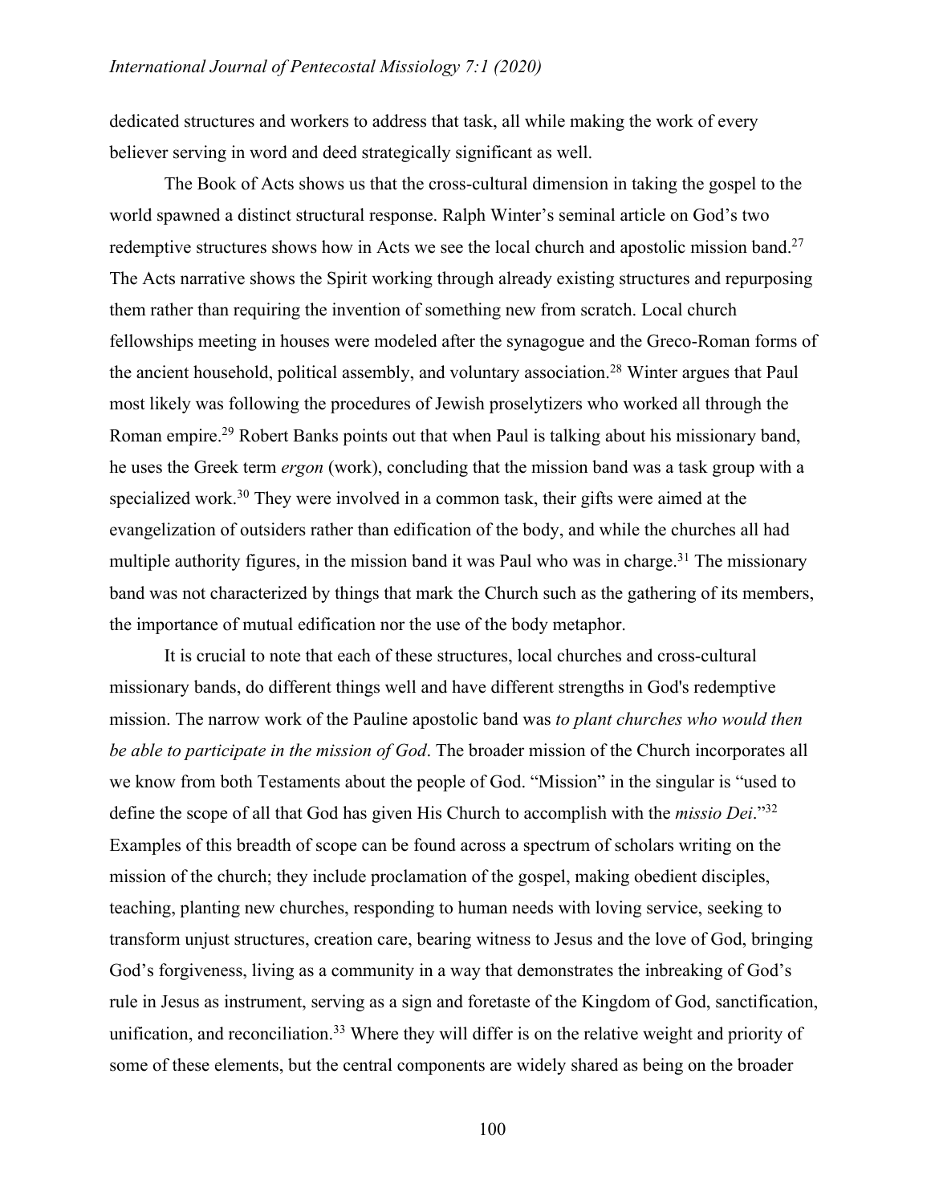dedicated structures and workers to address that task, all while making the work of every believer serving in word and deed strategically significant as well.

The Book of Acts shows us that the cross-cultural dimension in taking the gospel to the world spawned a distinct structural response. Ralph Winter's seminal article on God's two redemptive structures shows how in Acts we see the local church and apostolic mission band.[27] The Acts narrative shows the Spirit working through already existing structures and repurposing them rather than requiring the invention of something new from scratch. Local church fellowships meeting in houses were modeled after the synagogue and the Greco-Roman forms of the ancient household, political assembly, and voluntary association.[28] Winter argues that Paul most likely was following the procedures of Jewish proselytizers who worked all through the Roman empire.[29] Robert Banks points out that when Paul is talking about his missionary band, he uses the Greek term *ergon* (work), concluding that the mission band was a task group with a specialized work.[30] They were involved in a common task, their gifts were aimed at the evangelization of outsiders rather than edification of the body, and while the churches all had multiple authority figures, in the mission band it was Paul who was in charge.[31] The missionary band was not characterized by things that mark the Church such as the gathering of its members, the importance of mutual edification nor the use of the body metaphor.

It is crucial to note that each of these structures, local churches and cross-cultural missionary bands, do different things well and have different strengths in God's redemptive mission. The narrow work of the Pauline apostolic band was *to plant churches who would then be able to participate in the mission of God*. The broader mission of the Church incorporates all we know from both Testaments about the people of God. "Mission" in the singular is "used to define the scope of all that God has given His Church to accomplish with the *missio Dei*."[32] Examples of this breadth of scope can be found across a spectrum of scholars writing on the mission of the church; they include proclamation of the gospel, making obedient disciples, teaching, planting new churches, responding to human needs with loving service, seeking to transform unjust structures, creation care, bearing witness to Jesus and the love of God, bringing God's forgiveness, living as a community in a way that demonstrates the inbreaking of God's rule in Jesus as instrument, serving as a sign and foretaste of the Kingdom of God, sanctification, unification, and reconciliation.[33] Where they will differ is on the relative weight and priority of some of these elements, but the central components are widely shared as being on the broader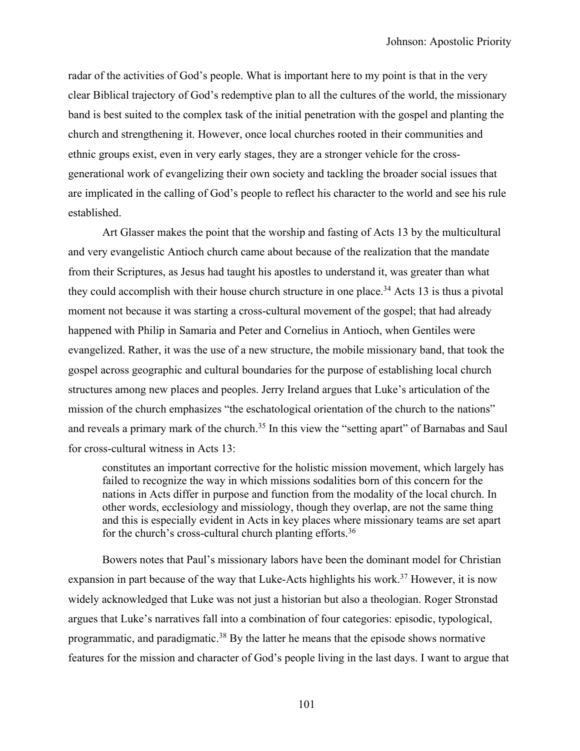radar of the activities of God's people. What is important here to my point is that in the very clear Biblical trajectory of God's redemptive plan to all the cultures of the world, the missionary band is best suited to the complex task of the initial penetration with the gospel and planting the church and strengthening it. However, once local churches rooted in their communities and ethnic groups exist, even in very early stages, they are a stronger vehicle for the cross-generational work of evangelizing their own society and tackling the broader social issues that are implicated in the calling of God's people to reflect his character to the world and see his rule established.

Art Glasser makes the point that the worship and fasting of Acts 13 by the multicultural and very evangelistic Antioch church came about because of the realization that the mandate from their Scriptures, as Jesus had taught his apostles to understand it, was greater than what they could accomplish with their house church structure in one place.[34] Acts 13 is thus a pivotal moment not because it was starting a cross-cultural movement of the gospel; that had already happened with Philip in Samaria and Peter and Cornelius in Antioch, when Gentiles were evangelized. Rather, it was the use of a new structure, the mobile missionary band, that took the gospel across geographic and cultural boundaries for the purpose of establishing local church structures among new places and peoples. Jerry Ireland argues that Luke's articulation of the mission of the church emphasizes "the eschatological orientation of the church to the nations" and reveals a primary mark of the church.[35] In this view the "setting apart" of Barnabas and Saul for cross-cultural witness in Acts 13:

> constitutes an important corrective for the holistic mission movement, which largely has failed to recognize the way in which missions sodalities born of this concern for the nations in Acts differ in purpose and function from the modality of the local church. In other words, ecclesiology and missiology, though they overlap, are not the same thing and this is especially evident in Acts in key places where missionary teams are set apart for the church's cross-cultural church planting efforts.[36]

Bowers notes that Paul's missionary labors have been the dominant model for Christian expansion in part because of the way that Luke-Acts highlights his work.[37] However, it is now widely acknowledged that Luke was not just a historian but also a theologian. Roger Stronstad argues that Luke's narratives fall into a combination of four categories: episodic, typological, programmatic, and paradigmatic.[38] By the latter he means that the episode shows normative features for the mission and character of God's people living in the last days. I want to argue that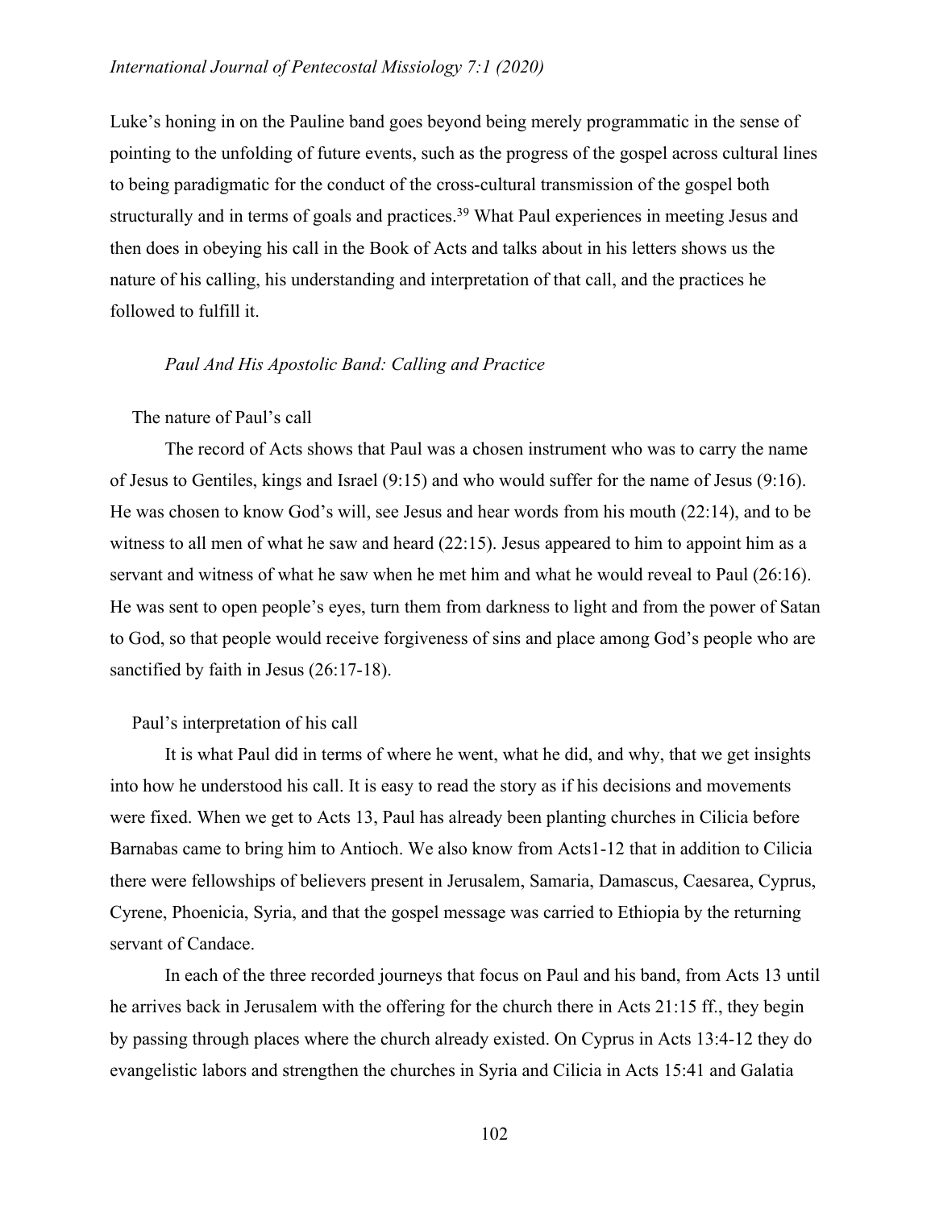Luke's honing in on the Pauline band goes beyond being merely programmatic in the sense of pointing to the unfolding of future events, such as the progress of the gospel across cultural lines to being paradigmatic for the conduct of the cross-cultural transmission of the gospel both structurally and in terms of goals and practices.[39] What Paul experiences in meeting Jesus and then does in obeying his call in the Book of Acts and talks about in his letters shows us the nature of his calling, his understanding and interpretation of that call, and the practices he followed to fulfill it.

## *Paul And His Apostolic Band: Calling and Practice*

### The nature of Paul's call

The record of Acts shows that Paul was a chosen instrument who was to carry the name of Jesus to Gentiles, kings and Israel (9:15) and who would suffer for the name of Jesus (9:16). He was chosen to know God's will, see Jesus and hear words from his mouth (22:14), and to be witness to all men of what he saw and heard (22:15). Jesus appeared to him to appoint him as a servant and witness of what he saw when he met him and what he would reveal to Paul (26:16). He was sent to open people's eyes, turn them from darkness to light and from the power of Satan to God, so that people would receive forgiveness of sins and place among God's people who are sanctified by faith in Jesus (26:17-18).

### Paul's interpretation of his call

It is what Paul did in terms of where he went, what he did, and why, that we get insights into how he understood his call. It is easy to read the story as if his decisions and movements were fixed. When we get to Acts 13, Paul has already been planting churches in Cilicia before Barnabas came to bring him to Antioch. We also know from Acts1-12 that in addition to Cilicia there were fellowships of believers present in Jerusalem, Samaria, Damascus, Caesarea, Cyprus, Cyrene, Phoenicia, Syria, and that the gospel message was carried to Ethiopia by the returning servant of Candace.

In each of the three recorded journeys that focus on Paul and his band, from Acts 13 until he arrives back in Jerusalem with the offering for the church there in Acts 21:15 ff., they begin by passing through places where the church already existed. On Cyprus in Acts 13:4-12 they do evangelistic labors and strengthen the churches in Syria and Cilicia in Acts 15:41 and Galatia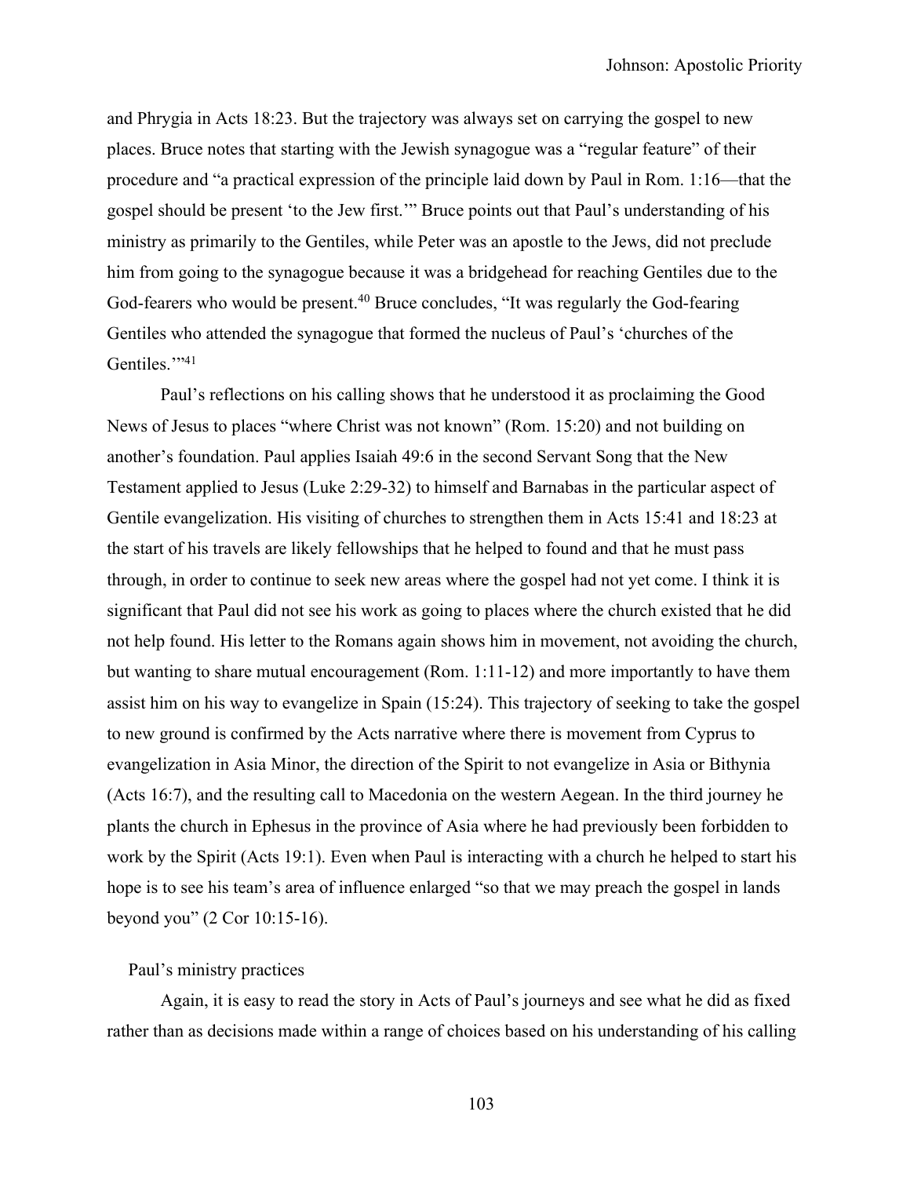and Phrygia in Acts 18:23. But the trajectory was always set on carrying the gospel to new places. Bruce notes that starting with the Jewish synagogue was a "regular feature" of their procedure and "a practical expression of the principle laid down by Paul in Rom. 1:16—that the gospel should be present 'to the Jew first.'" Bruce points out that Paul's understanding of his ministry as primarily to the Gentiles, while Peter was an apostle to the Jews, did not preclude him from going to the synagogue because it was a bridgehead for reaching Gentiles due to the God-fearers who would be present.[40] Bruce concludes, "It was regularly the God-fearing Gentiles who attended the synagogue that formed the nucleus of Paul's 'churches of the Gentiles.'"[41]

Paul's reflections on his calling shows that he understood it as proclaiming the Good News of Jesus to places "where Christ was not known" (Rom. 15:20) and not building on another's foundation. Paul applies Isaiah 49:6 in the second Servant Song that the New Testament applied to Jesus (Luke 2:29-32) to himself and Barnabas in the particular aspect of Gentile evangelization. His visiting of churches to strengthen them in Acts 15:41 and 18:23 at the start of his travels are likely fellowships that he helped to found and that he must pass through, in order to continue to seek new areas where the gospel had not yet come. I think it is significant that Paul did not see his work as going to places where the church existed that he did not help found. His letter to the Romans again shows him in movement, not avoiding the church, but wanting to share mutual encouragement (Rom. 1:11-12) and more importantly to have them assist him on his way to evangelize in Spain (15:24). This trajectory of seeking to take the gospel to new ground is confirmed by the Acts narrative where there is movement from Cyprus to evangelization in Asia Minor, the direction of the Spirit to not evangelize in Asia or Bithynia (Acts 16:7), and the resulting call to Macedonia on the western Aegean. In the third journey he plants the church in Ephesus in the province of Asia where he had previously been forbidden to work by the Spirit (Acts 19:1). Even when Paul is interacting with a church he helped to start his hope is to see his team's area of influence enlarged "so that we may preach the gospel in lands beyond you" (2 Cor 10:15-16).

### Paul's ministry practices

Again, it is easy to read the story in Acts of Paul's journeys and see what he did as fixed rather than as decisions made within a range of choices based on his understanding of his calling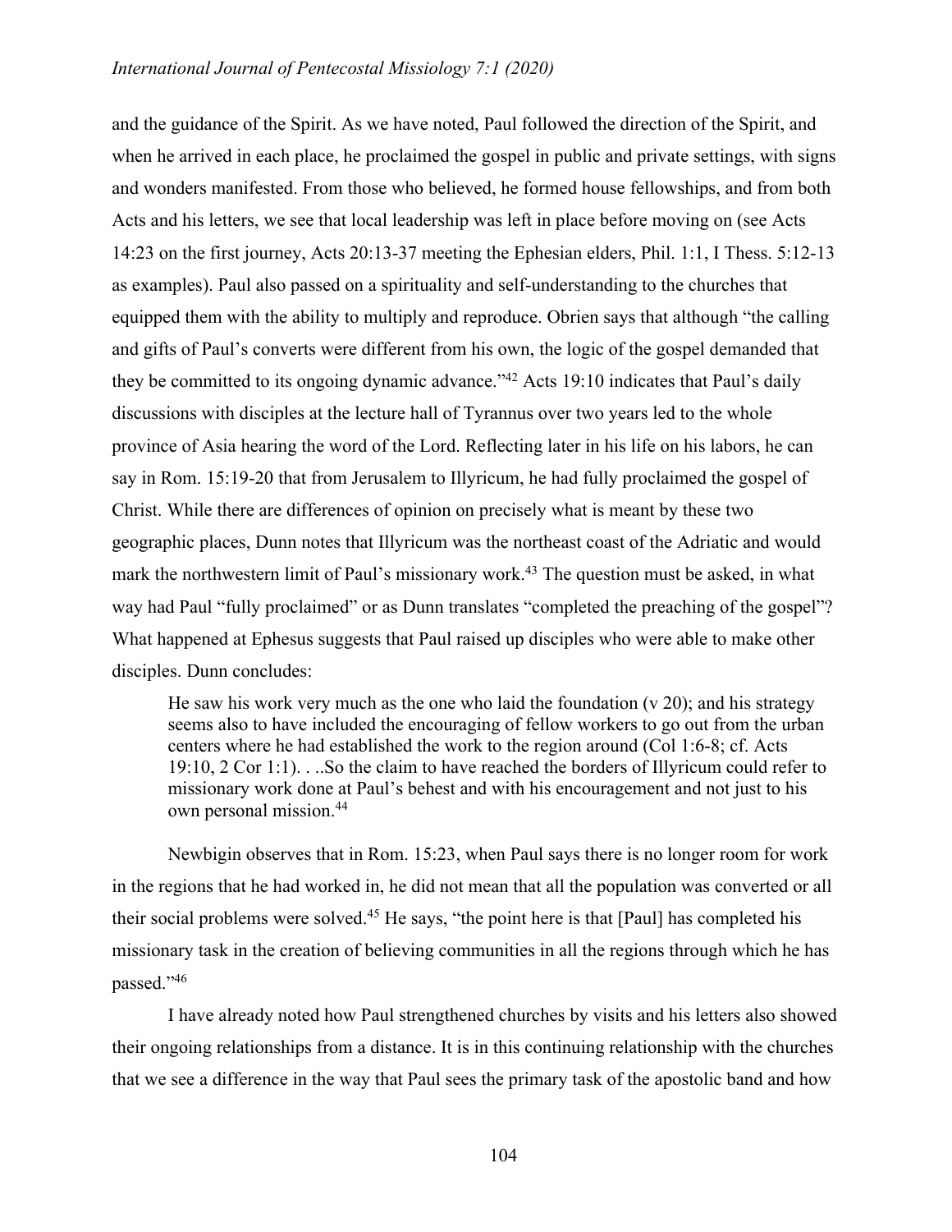and the guidance of the Spirit. As we have noted, Paul followed the direction of the Spirit, and when he arrived in each place, he proclaimed the gospel in public and private settings, with signs and wonders manifested. From those who believed, he formed house fellowships, and from both Acts and his letters, we see that local leadership was left in place before moving on (see Acts 14:23 on the first journey, Acts 20:13-37 meeting the Ephesian elders, Phil. 1:1, I Thess. 5:12-13 as examples). Paul also passed on a spirituality and self-understanding to the churches that equipped them with the ability to multiply and reproduce. Obrien says that although "the calling and gifts of Paul's converts were different from his own, the logic of the gospel demanded that they be committed to its ongoing dynamic advance."[42] Acts 19:10 indicates that Paul's daily discussions with disciples at the lecture hall of Tyrannus over two years led to the whole province of Asia hearing the word of the Lord. Reflecting later in his life on his labors, he can say in Rom. 15:19-20 that from Jerusalem to Illyricum, he had fully proclaimed the gospel of Christ. While there are differences of opinion on precisely what is meant by these two geographic places, Dunn notes that Illyricum was the northeast coast of the Adriatic and would mark the northwestern limit of Paul's missionary work.[43] The question must be asked, in what way had Paul "fully proclaimed" or as Dunn translates "completed the preaching of the gospel"? What happened at Ephesus suggests that Paul raised up disciples who were able to make other disciples. Dunn concludes:

> He saw his work very much as the one who laid the foundation (v 20); and his strategy seems also to have included the encouraging of fellow workers to go out from the urban centers where he had established the work to the region around (Col 1:6-8; cf. Acts 19:10, 2 Cor 1:1). . ..So the claim to have reached the borders of Illyricum could refer to missionary work done at Paul's behest and with his encouragement and not just to his own personal mission.[44]

Newbigin observes that in Rom. 15:23, when Paul says there is no longer room for work in the regions that he had worked in, he did not mean that all the population was converted or all their social problems were solved.[45] He says, "the point here is that [Paul] has completed his missionary task in the creation of believing communities in all the regions through which he has passed."[46]

I have already noted how Paul strengthened churches by visits and his letters also showed their ongoing relationships from a distance. It is in this continuing relationship with the churches that we see a difference in the way that Paul sees the primary task of the apostolic band and how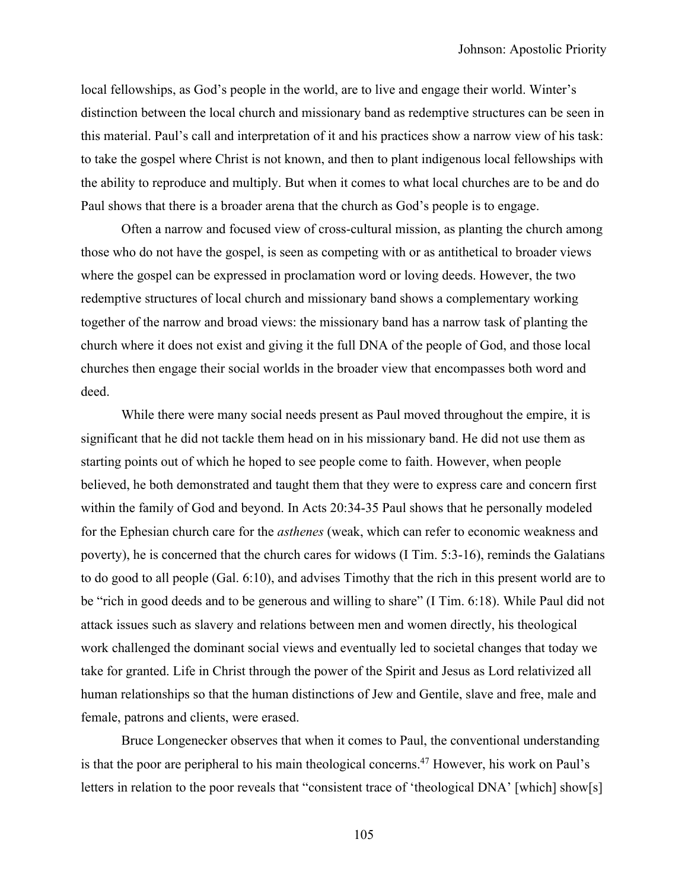local fellowships, as God's people in the world, are to live and engage their world. Winter's distinction between the local church and missionary band as redemptive structures can be seen in this material. Paul's call and interpretation of it and his practices show a narrow view of his task: to take the gospel where Christ is not known, and then to plant indigenous local fellowships with the ability to reproduce and multiply. But when it comes to what local churches are to be and do Paul shows that there is a broader arena that the church as God's people is to engage.

Often a narrow and focused view of cross-cultural mission, as planting the church among those who do not have the gospel, is seen as competing with or as antithetical to broader views where the gospel can be expressed in proclamation word or loving deeds. However, the two redemptive structures of local church and missionary band shows a complementary working together of the narrow and broad views: the missionary band has a narrow task of planting the church where it does not exist and giving it the full DNA of the people of God, and those local churches then engage their social worlds in the broader view that encompasses both word and deed.

While there were many social needs present as Paul moved throughout the empire, it is significant that he did not tackle them head on in his missionary band. He did not use them as starting points out of which he hoped to see people come to faith. However, when people believed, he both demonstrated and taught them that they were to express care and concern first within the family of God and beyond. In Acts 20:34-35 Paul shows that he personally modeled for the Ephesian church care for the *asthenes* (weak, which can refer to economic weakness and poverty), he is concerned that the church cares for widows (I Tim. 5:3-16), reminds the Galatians to do good to all people (Gal. 6:10), and advises Timothy that the rich in this present world are to be "rich in good deeds and to be generous and willing to share" (I Tim. 6:18). While Paul did not attack issues such as slavery and relations between men and women directly, his theological work challenged the dominant social views and eventually led to societal changes that today we take for granted. Life in Christ through the power of the Spirit and Jesus as Lord relativized all human relationships so that the human distinctions of Jew and Gentile, slave and free, male and female, patrons and clients, were erased.

Bruce Longenecker observes that when it comes to Paul, the conventional understanding is that the poor are peripheral to his main theological concerns.[47] However, his work on Paul's letters in relation to the poor reveals that "consistent trace of 'theological DNA' [which] show[s]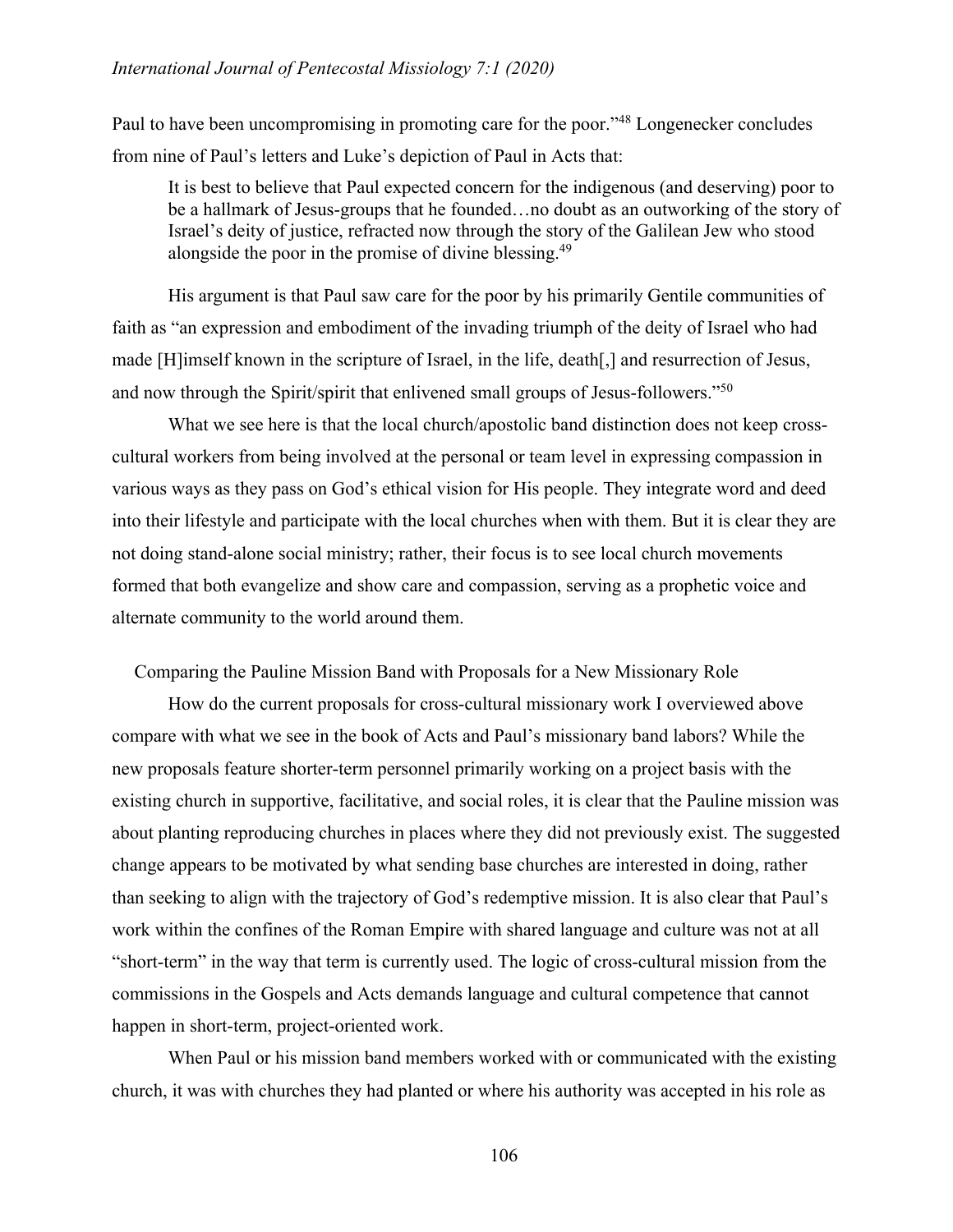Paul to have been uncompromising in promoting care for the poor."[48] Longenecker concludes from nine of Paul's letters and Luke's depiction of Paul in Acts that:

> It is best to believe that Paul expected concern for the indigenous (and deserving) poor to be a hallmark of Jesus-groups that he founded…no doubt as an outworking of the story of Israel's deity of justice, refracted now through the story of the Galilean Jew who stood alongside the poor in the promise of divine blessing.[49]

His argument is that Paul saw care for the poor by his primarily Gentile communities of faith as "an expression and embodiment of the invading triumph of the deity of Israel who had made [H]imself known in the scripture of Israel, in the life, death[,] and resurrection of Jesus, and now through the Spirit/spirit that enlivened small groups of Jesus-followers."[50]

What we see here is that the local church/apostolic band distinction does not keep cross-cultural workers from being involved at the personal or team level in expressing compassion in various ways as they pass on God's ethical vision for His people. They integrate word and deed into their lifestyle and participate with the local churches when with them. But it is clear they are not doing stand-alone social ministry; rather, their focus is to see local church movements formed that both evangelize and show care and compassion, serving as a prophetic voice and alternate community to the world around them.

## Comparing the Pauline Mission Band with Proposals for a New Missionary Role

How do the current proposals for cross-cultural missionary work I overviewed above compare with what we see in the book of Acts and Paul's missionary band labors? While the new proposals feature shorter-term personnel primarily working on a project basis with the existing church in supportive, facilitative, and social roles, it is clear that the Pauline mission was about planting reproducing churches in places where they did not previously exist. The suggested change appears to be motivated by what sending base churches are interested in doing, rather than seeking to align with the trajectory of God's redemptive mission. It is also clear that Paul's work within the confines of the Roman Empire with shared language and culture was not at all "short-term" in the way that term is currently used. The logic of cross-cultural mission from the commissions in the Gospels and Acts demands language and cultural competence that cannot happen in short-term, project-oriented work.

When Paul or his mission band members worked with or communicated with the existing church, it was with churches they had planted or where his authority was accepted in his role as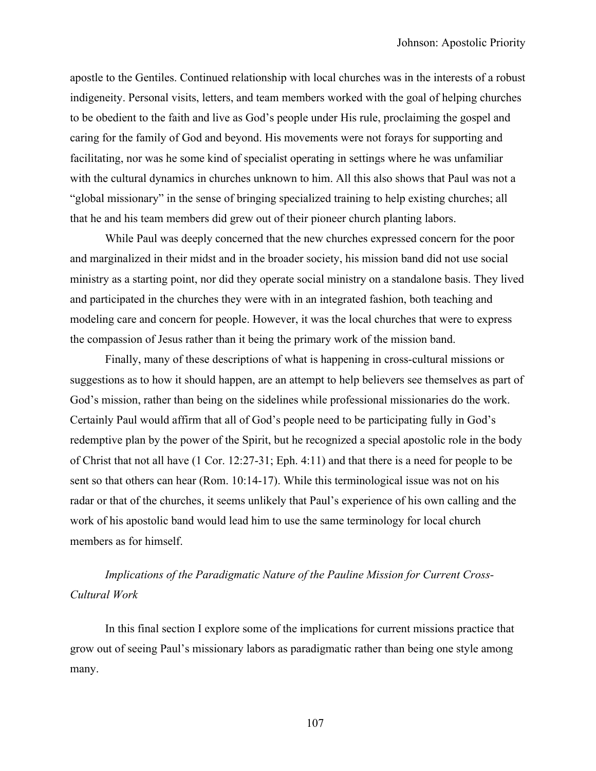apostle to the Gentiles. Continued relationship with local churches was in the interests of a robust indigeneity. Personal visits, letters, and team members worked with the goal of helping churches to be obedient to the faith and live as God's people under His rule, proclaiming the gospel and caring for the family of God and beyond. His movements were not forays for supporting and facilitating, nor was he some kind of specialist operating in settings where he was unfamiliar with the cultural dynamics in churches unknown to him. All this also shows that Paul was not a "global missionary" in the sense of bringing specialized training to help existing churches; all that he and his team members did grew out of their pioneer church planting labors.

While Paul was deeply concerned that the new churches expressed concern for the poor and marginalized in their midst and in the broader society, his mission band did not use social ministry as a starting point, nor did they operate social ministry on a standalone basis. They lived and participated in the churches they were with in an integrated fashion, both teaching and modeling care and concern for people. However, it was the local churches that were to express the compassion of Jesus rather than it being the primary work of the mission band.

Finally, many of these descriptions of what is happening in cross-cultural missions or suggestions as to how it should happen, are an attempt to help believers see themselves as part of God's mission, rather than being on the sidelines while professional missionaries do the work. Certainly Paul would affirm that all of God's people need to be participating fully in God's redemptive plan by the power of the Spirit, but he recognized a special apostolic role in the body of Christ that not all have (1 Cor. 12:27-31; Eph. 4:11) and that there is a need for people to be sent so that others can hear (Rom. 10:14-17). While this terminological issue was not on his radar or that of the churches, it seems unlikely that Paul's experience of his own calling and the work of his apostolic band would lead him to use the same terminology for local church members as for himself.

### *Implications of the Paradigmatic Nature of the Pauline Mission for Current Cross-Cultural Work*

In this final section I explore some of the implications for current missions practice that grow out of seeing Paul's missionary labors as paradigmatic rather than being one style among many.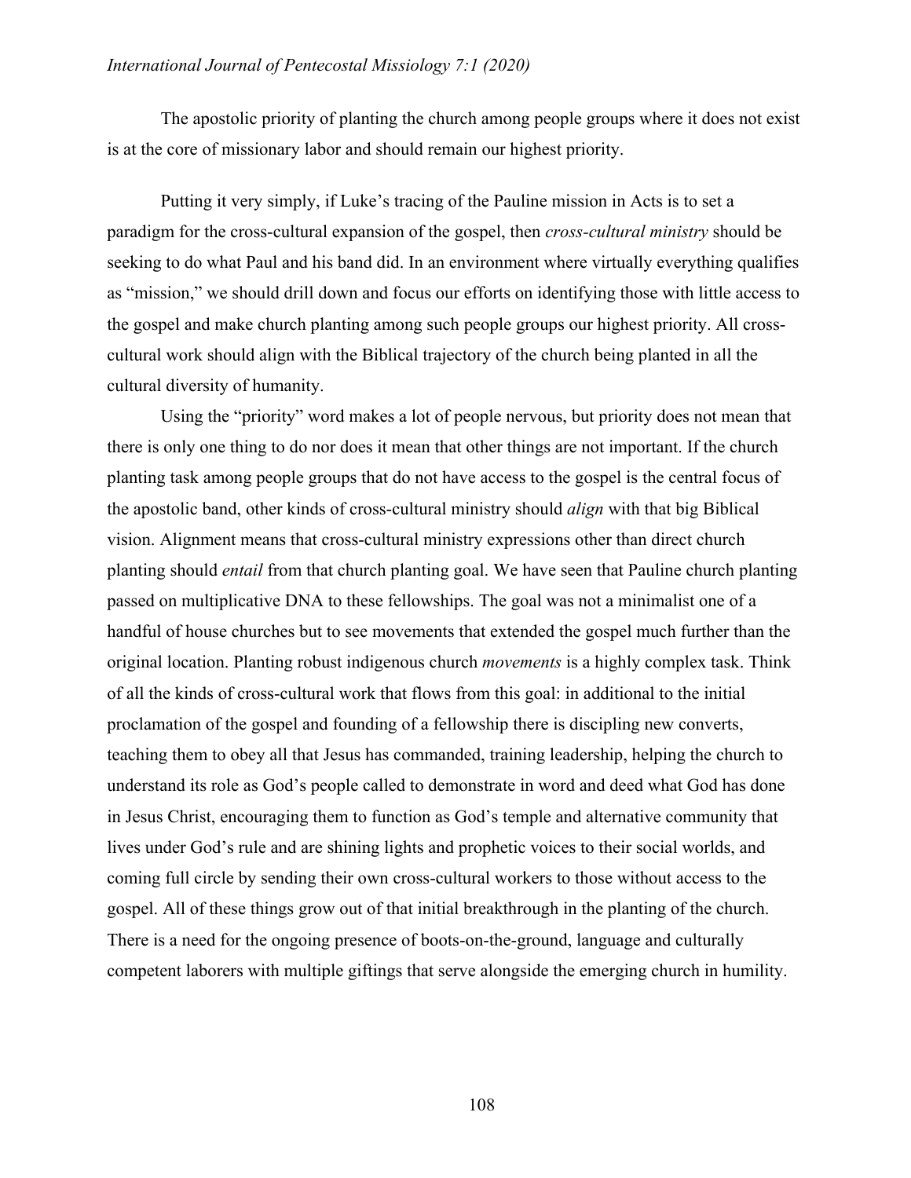The apostolic priority of planting the church among people groups where it does not exist is at the core of missionary labor and should remain our highest priority.

Putting it very simply, if Luke's tracing of the Pauline mission in Acts is to set a paradigm for the cross-cultural expansion of the gospel, then *cross-cultural ministry* should be seeking to do what Paul and his band did. In an environment where virtually everything qualifies as "mission," we should drill down and focus our efforts on identifying those with little access to the gospel and make church planting among such people groups our highest priority. All cross-cultural work should align with the Biblical trajectory of the church being planted in all the cultural diversity of humanity.

Using the "priority" word makes a lot of people nervous, but priority does not mean that there is only one thing to do nor does it mean that other things are not important. If the church planting task among people groups that do not have access to the gospel is the central focus of the apostolic band, other kinds of cross-cultural ministry should *align* with that big Biblical vision. Alignment means that cross-cultural ministry expressions other than direct church planting should *entail* from that church planting goal. We have seen that Pauline church planting passed on multiplicative DNA to these fellowships. The goal was not a minimalist one of a handful of house churches but to see movements that extended the gospel much further than the original location. Planting robust indigenous church *movements* is a highly complex task. Think of all the kinds of cross-cultural work that flows from this goal: in additional to the initial proclamation of the gospel and founding of a fellowship there is discipling new converts, teaching them to obey all that Jesus has commanded, training leadership, helping the church to understand its role as God's people called to demonstrate in word and deed what God has done in Jesus Christ, encouraging them to function as God's temple and alternative community that lives under God's rule and are shining lights and prophetic voices to their social worlds, and coming full circle by sending their own cross-cultural workers to those without access to the gospel. All of these things grow out of that initial breakthrough in the planting of the church. There is a need for the ongoing presence of boots-on-the-ground, language and culturally competent laborers with multiple giftings that serve alongside the emerging church in humility.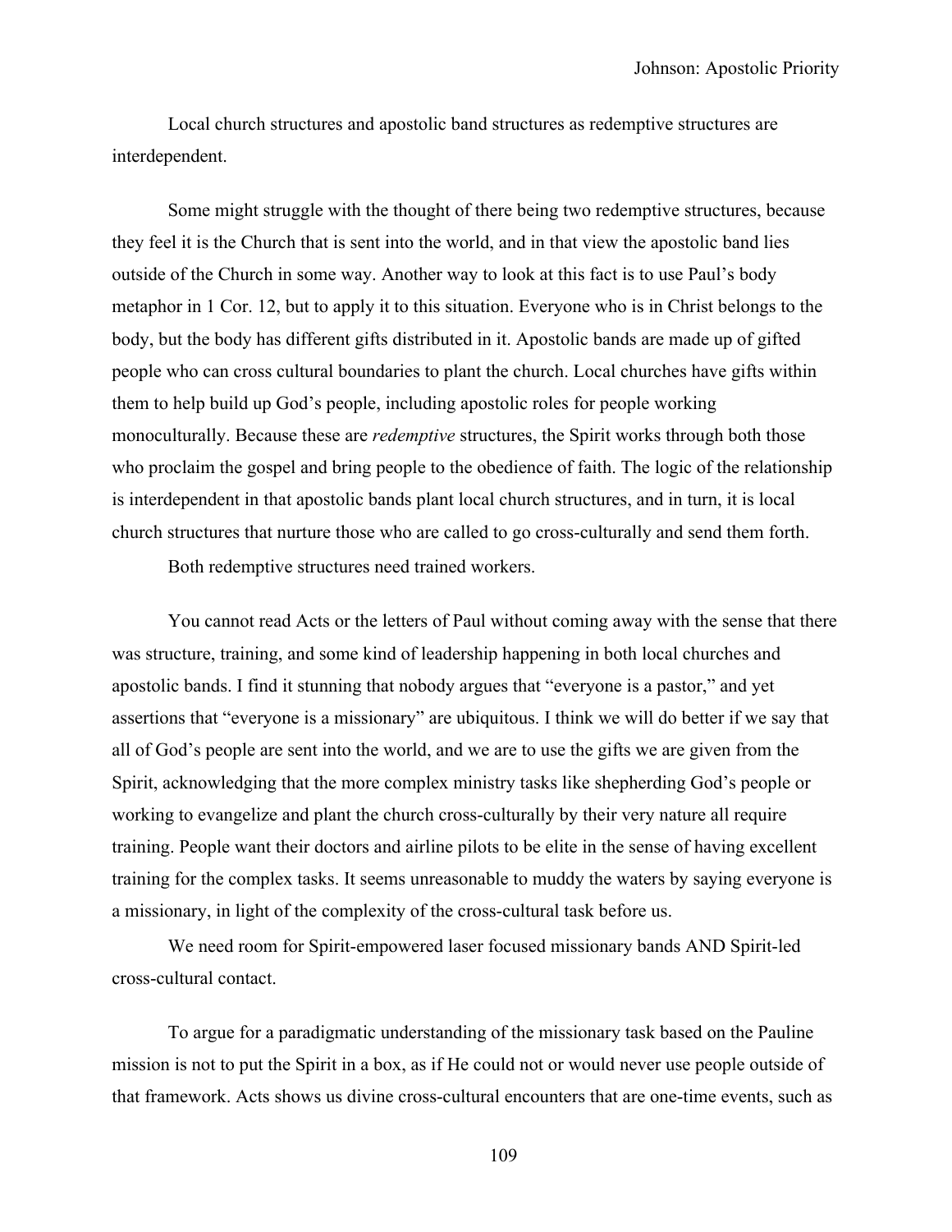Local church structures and apostolic band structures as redemptive structures are interdependent.

Some might struggle with the thought of there being two redemptive structures, because they feel it is the Church that is sent into the world, and in that view the apostolic band lies outside of the Church in some way. Another way to look at this fact is to use Paul's body metaphor in 1 Cor. 12, but to apply it to this situation. Everyone who is in Christ belongs to the body, but the body has different gifts distributed in it. Apostolic bands are made up of gifted people who can cross cultural boundaries to plant the church. Local churches have gifts within them to help build up God's people, including apostolic roles for people working monoculturally. Because these are *redemptive* structures, the Spirit works through both those who proclaim the gospel and bring people to the obedience of faith. The logic of the relationship is interdependent in that apostolic bands plant local church structures, and in turn, it is local church structures that nurture those who are called to go cross-culturally and send them forth.

Both redemptive structures need trained workers.

You cannot read Acts or the letters of Paul without coming away with the sense that there was structure, training, and some kind of leadership happening in both local churches and apostolic bands. I find it stunning that nobody argues that "everyone is a pastor," and yet assertions that "everyone is a missionary" are ubiquitous. I think we will do better if we say that all of God's people are sent into the world, and we are to use the gifts we are given from the Spirit, acknowledging that the more complex ministry tasks like shepherding God's people or working to evangelize and plant the church cross-culturally by their very nature all require training. People want their doctors and airline pilots to be elite in the sense of having excellent training for the complex tasks. It seems unreasonable to muddy the waters by saying everyone is a missionary, in light of the complexity of the cross-cultural task before us.

We need room for Spirit-empowered laser focused missionary bands AND Spirit-led cross-cultural contact.

To argue for a paradigmatic understanding of the missionary task based on the Pauline mission is not to put the Spirit in a box, as if He could not or would never use people outside of that framework. Acts shows us divine cross-cultural encounters that are one-time events, such as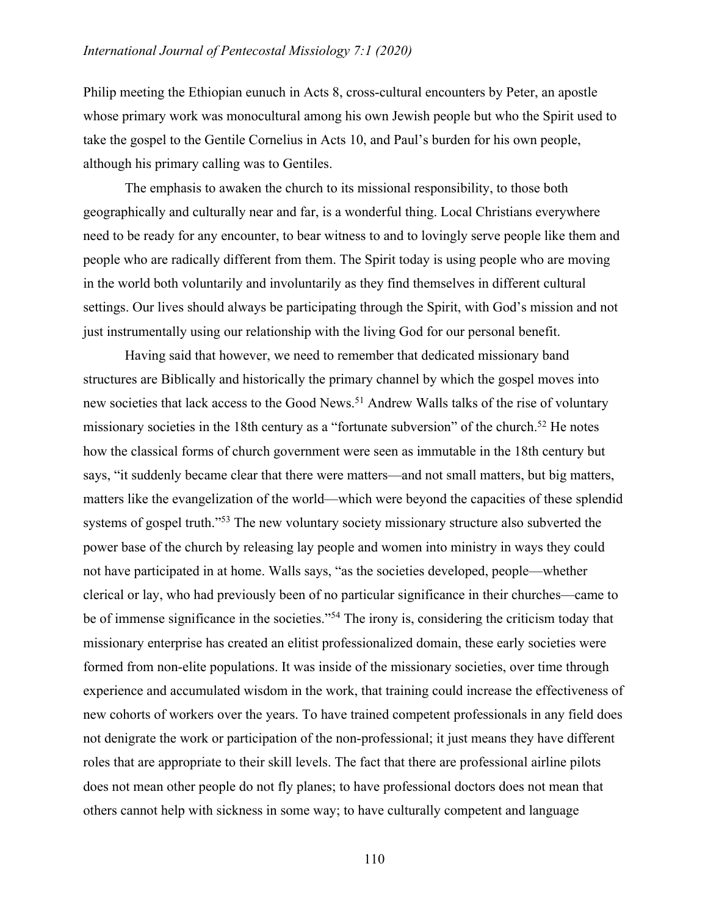Philip meeting the Ethiopian eunuch in Acts 8, cross-cultural encounters by Peter, an apostle whose primary work was monocultural among his own Jewish people but who the Spirit used to take the gospel to the Gentile Cornelius in Acts 10, and Paul's burden for his own people, although his primary calling was to Gentiles.

The emphasis to awaken the church to its missional responsibility, to those both geographically and culturally near and far, is a wonderful thing. Local Christians everywhere need to be ready for any encounter, to bear witness to and to lovingly serve people like them and people who are radically different from them. The Spirit today is using people who are moving in the world both voluntarily and involuntarily as they find themselves in different cultural settings. Our lives should always be participating through the Spirit, with God's mission and not just instrumentally using our relationship with the living God for our personal benefit.

Having said that however, we need to remember that dedicated missionary band structures are Biblically and historically the primary channel by which the gospel moves into new societies that lack access to the Good News.[51] Andrew Walls talks of the rise of voluntary missionary societies in the 18th century as a "fortunate subversion" of the church.[52] He notes how the classical forms of church government were seen as immutable in the 18th century but says, "it suddenly became clear that there were matters—and not small matters, but big matters, matters like the evangelization of the world—which were beyond the capacities of these splendid systems of gospel truth."[53] The new voluntary society missionary structure also subverted the power base of the church by releasing lay people and women into ministry in ways they could not have participated in at home. Walls says, "as the societies developed, people—whether clerical or lay, who had previously been of no particular significance in their churches—came to be of immense significance in the societies."[54] The irony is, considering the criticism today that missionary enterprise has created an elitist professionalized domain, these early societies were formed from non-elite populations. It was inside of the missionary societies, over time through experience and accumulated wisdom in the work, that training could increase the effectiveness of new cohorts of workers over the years. To have trained competent professionals in any field does not denigrate the work or participation of the non-professional; it just means they have different roles that are appropriate to their skill levels. The fact that there are professional airline pilots does not mean other people do not fly planes; to have professional doctors does not mean that others cannot help with sickness in some way; to have culturally competent and language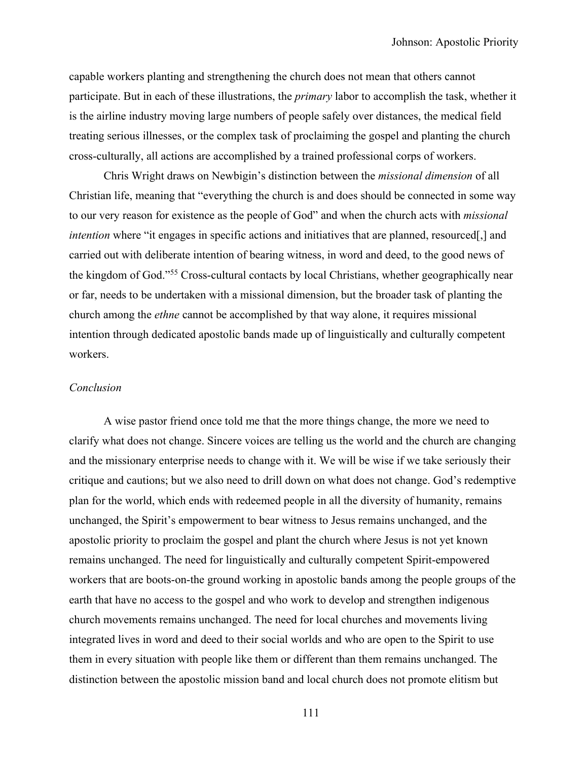capable workers planting and strengthening the church does not mean that others cannot participate. But in each of these illustrations, the *primary* labor to accomplish the task, whether it is the airline industry moving large numbers of people safely over distances, the medical field treating serious illnesses, or the complex task of proclaiming the gospel and planting the church cross-culturally, all actions are accomplished by a trained professional corps of workers.

Chris Wright draws on Newbigin's distinction between the *missional dimension* of all Christian life, meaning that "everything the church is and does should be connected in some way to our very reason for existence as the people of God" and when the church acts with *missional intention* where "it engages in specific actions and initiatives that are planned, resourced[,] and carried out with deliberate intention of bearing witness, in word and deed, to the good news of the kingdom of God."[55] Cross-cultural contacts by local Christians, whether geographically near or far, needs to be undertaken with a missional dimension, but the broader task of planting the church among the *ethne* cannot be accomplished by that way alone, it requires missional intention through dedicated apostolic bands made up of linguistically and culturally competent workers.

### *Conclusion*

A wise pastor friend once told me that the more things change, the more we need to clarify what does not change. Sincere voices are telling us the world and the church are changing and the missionary enterprise needs to change with it. We will be wise if we take seriously their critique and cautions; but we also need to drill down on what does not change. God's redemptive plan for the world, which ends with redeemed people in all the diversity of humanity, remains unchanged, the Spirit's empowerment to bear witness to Jesus remains unchanged, and the apostolic priority to proclaim the gospel and plant the church where Jesus is not yet known remains unchanged. The need for linguistically and culturally competent Spirit-empowered workers that are boots-on-the ground working in apostolic bands among the people groups of the earth that have no access to the gospel and who work to develop and strengthen indigenous church movements remains unchanged. The need for local churches and movements living integrated lives in word and deed to their social worlds and who are open to the Spirit to use them in every situation with people like them or different than them remains unchanged. The distinction between the apostolic mission band and local church does not promote elitism but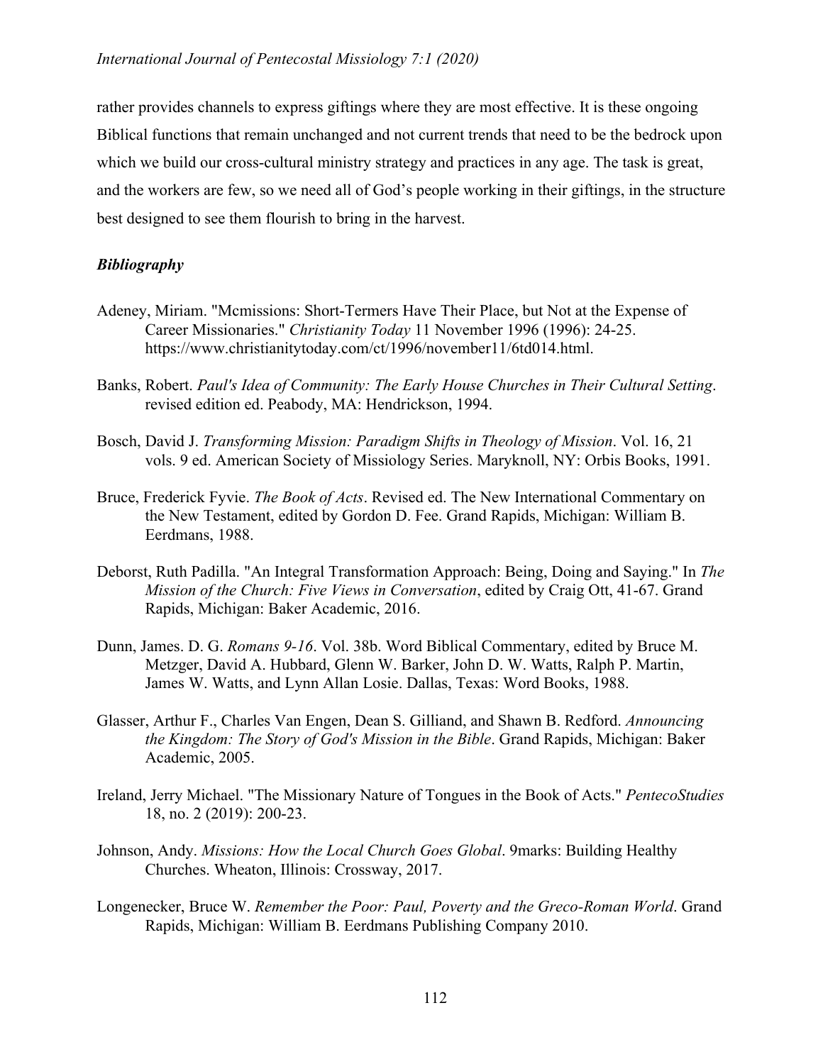rather provides channels to express giftings where they are most effective. It is these ongoing Biblical functions that remain unchanged and not current trends that need to be the bedrock upon which we build our cross-cultural ministry strategy and practices in any age. The task is great, and the workers are few, so we need all of God's people working in their giftings, in the structure best designed to see them flourish to bring in the harvest.

### *Bibliography*

Adeney, Miriam. "Mcmissions: Short-Termers Have Their Place, but Not at the Expense of Career Missionaries." *Christianity Today* 11 November 1996 (1996): 24-25. https://www.christianitytoday.com/ct/1996/november11/6td014.html.

Banks, Robert. *Paul's Idea of Community: The Early House Churches in Their Cultural Setting*. revised edition ed. Peabody, MA: Hendrickson, 1994.

Bosch, David J. *Transforming Mission: Paradigm Shifts in Theology of Mission*. Vol. 16, 21 vols. 9 ed. American Society of Missiology Series. Maryknoll, NY: Orbis Books, 1991.

Bruce, Frederick Fyvie. *The Book of Acts*. Revised ed. The New International Commentary on the New Testament, edited by Gordon D. Fee. Grand Rapids, Michigan: William B. Eerdmans, 1988.

Deborst, Ruth Padilla. "An Integral Transformation Approach: Being, Doing and Saying." In *The Mission of the Church: Five Views in Conversation*, edited by Craig Ott, 41-67. Grand Rapids, Michigan: Baker Academic, 2016.

Dunn, James. D. G. *Romans 9-16*. Vol. 38b. Word Biblical Commentary, edited by Bruce M. Metzger, David A. Hubbard, Glenn W. Barker, John D. W. Watts, Ralph P. Martin, James W. Watts, and Lynn Allan Losie. Dallas, Texas: Word Books, 1988.

Glasser, Arthur F., Charles Van Engen, Dean S. Gilliand, and Shawn B. Redford. *Announcing the Kingdom: The Story of God's Mission in the Bible*. Grand Rapids, Michigan: Baker Academic, 2005.

Ireland, Jerry Michael. "The Missionary Nature of Tongues in the Book of Acts." *PentecoStudies* 18, no. 2 (2019): 200-23.

Johnson, Andy. *Missions: How the Local Church Goes Global*. 9marks: Building Healthy Churches. Wheaton, Illinois: Crossway, 2017.

Longenecker, Bruce W. *Remember the Poor: Paul, Poverty and the Greco-Roman World*. Grand Rapids, Michigan: William B. Eerdmans Publishing Company 2010.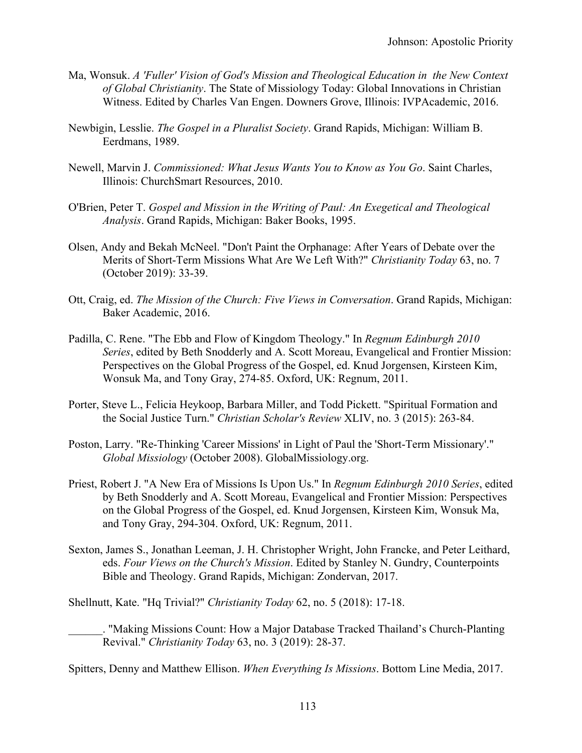Ma, Wonsuk. *A 'Fuller' Vision of God's Mission and Theological Education in the New Context of Global Christianity*. The State of Missiology Today: Global Innovations in Christian Witness. Edited by Charles Van Engen. Downers Grove, Illinois: IVPAcademic, 2016.

Newbigin, Lesslie. *The Gospel in a Pluralist Society*. Grand Rapids, Michigan: William B. Eerdmans, 1989.

Newell, Marvin J. *Commissioned: What Jesus Wants You to Know as You Go*. Saint Charles, Illinois: ChurchSmart Resources, 2010.

O'Brien, Peter T. *Gospel and Mission in the Writing of Paul: An Exegetical and Theological Analysis*. Grand Rapids, Michigan: Baker Books, 1995.

Olsen, Andy and Bekah McNeel. "Don't Paint the Orphanage: After Years of Debate over the Merits of Short-Term Missions What Are We Left With?" *Christianity Today* 63, no. 7 (October 2019): 33-39.

Ott, Craig, ed. *The Mission of the Church: Five Views in Conversation*. Grand Rapids, Michigan: Baker Academic, 2016.

Padilla, C. Rene. "The Ebb and Flow of Kingdom Theology." In *Regnum Edinburgh 2010 Series*, edited by Beth Snodderly and A. Scott Moreau, Evangelical and Frontier Mission: Perspectives on the Global Progress of the Gospel, ed. Knud Jorgensen, Kirsteen Kim, Wonsuk Ma, and Tony Gray, 274-85. Oxford, UK: Regnum, 2011.

Porter, Steve L., Felicia Heykoop, Barbara Miller, and Todd Pickett. "Spiritual Formation and the Social Justice Turn." *Christian Scholar's Review* XLIV, no. 3 (2015): 263-84.

Poston, Larry. "Re-Thinking 'Career Missions' in Light of Paul the 'Short-Term Missionary'." *Global Missiology* (October 2008). GlobalMissiology.org.

Priest, Robert J. "A New Era of Missions Is Upon Us." In *Regnum Edinburgh 2010 Series*, edited by Beth Snodderly and A. Scott Moreau, Evangelical and Frontier Mission: Perspectives on the Global Progress of the Gospel, ed. Knud Jorgensen, Kirsteen Kim, Wonsuk Ma, and Tony Gray, 294-304. Oxford, UK: Regnum, 2011.

Sexton, James S., Jonathan Leeman, J. H. Christopher Wright, John Francke, and Peter Leithard, eds. *Four Views on the Church's Mission*. Edited by Stanley N. Gundry, Counterpoints Bible and Theology. Grand Rapids, Michigan: Zondervan, 2017.

Shellnutt, Kate. "Hq Trivial?" *Christianity Today* 62, no. 5 (2018): 17-18.

______. "Making Missions Count: How a Major Database Tracked Thailand's Church-Planting Revival." *Christianity Today* 63, no. 3 (2019): 28-37.

Spitters, Denny and Matthew Ellison. *When Everything Is Missions*. Bottom Line Media, 2017.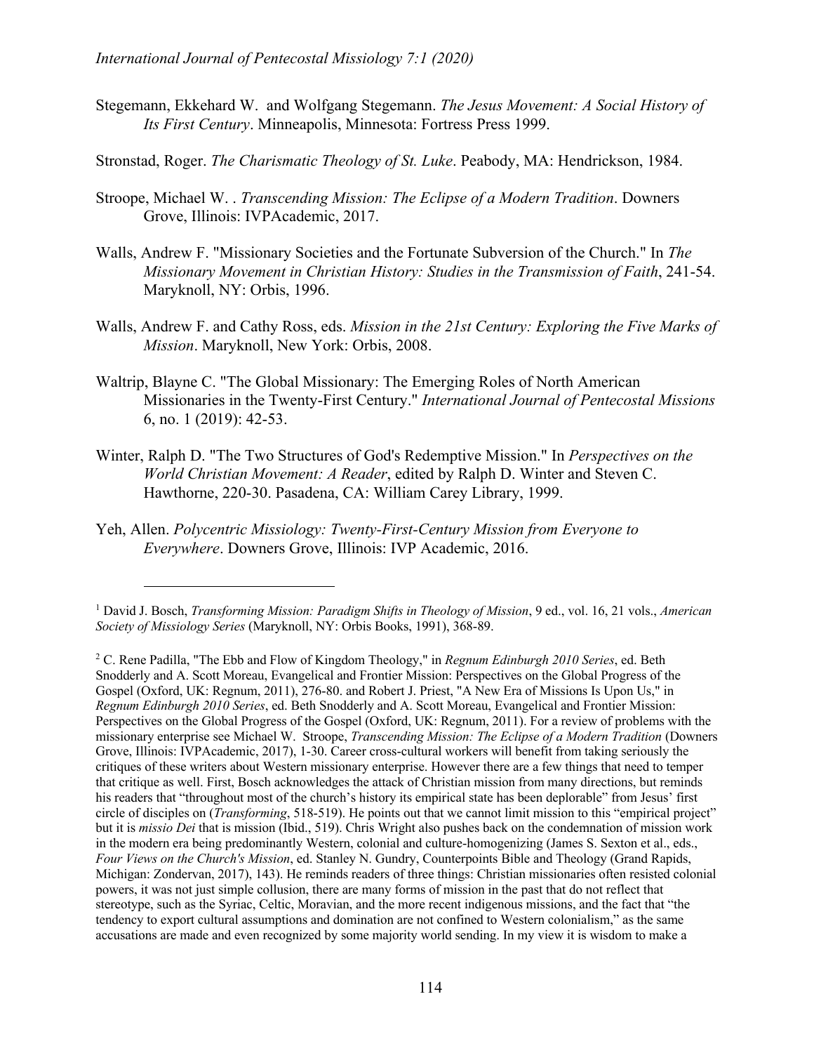Stegemann, Ekkehard W.  and Wolfgang Stegemann. *The Jesus Movement: A Social History of Its First Century*. Minneapolis, Minnesota: Fortress Press 1999.

Stronstad, Roger. *The Charismatic Theology of St. Luke*. Peabody, MA: Hendrickson, 1984.

Stroope, Michael W. . *Transcending Mission: The Eclipse of a Modern Tradition*. Downers Grove, Illinois: IVPAcademic, 2017.

Walls, Andrew F. "Missionary Societies and the Fortunate Subversion of the Church." In *The Missionary Movement in Christian History: Studies in the Transmission of Faith*, 241-54. Maryknoll, NY: Orbis, 1996.

Walls, Andrew F. and Cathy Ross, eds. *Mission in the 21st Century: Exploring the Five Marks of Mission*. Maryknoll, New York: Orbis, 2008.

Waltrip, Blayne C. "The Global Missionary: The Emerging Roles of North American Missionaries in the Twenty-First Century." *International Journal of Pentecostal Missions* 6, no. 1 (2019): 42-53.

Winter, Ralph D. "The Two Structures of God's Redemptive Mission." In *Perspectives on the World Christian Movement: A Reader*, edited by Ralph D. Winter and Steven C. Hawthorne, 220-30. Pasadena, CA: William Carey Library, 1999.

Yeh, Allen. *Polycentric Missiology: Twenty-First-Century Mission from Everyone to Everywhere*. Downers Grove, Illinois: IVP Academic, 2016.

---

[1] David J. Bosch, *Transforming Mission: Paradigm Shifts in Theology of Mission*, 9 ed., vol. 16, 21 vols., *American Society of Missiology Series* (Maryknoll, NY: Orbis Books, 1991), 368-89.

[2] C. Rene Padilla, "The Ebb and Flow of Kingdom Theology," in *Regnum Edinburgh 2010 Series*, ed. Beth Snodderly and A. Scott Moreau, Evangelical and Frontier Mission: Perspectives on the Global Progress of the Gospel (Oxford, UK: Regnum, 2011), 276-80. and Robert J. Priest, "A New Era of Missions Is Upon Us," in *Regnum Edinburgh 2010 Series*, ed. Beth Snodderly and A. Scott Moreau, Evangelical and Frontier Mission: Perspectives on the Global Progress of the Gospel (Oxford, UK: Regnum, 2011). For a review of problems with the missionary enterprise see Michael W.  Stroope, *Transcending Mission: The Eclipse of a Modern Tradition* (Downers Grove, Illinois: IVPAcademic, 2017), 1-30. Career cross-cultural workers will benefit from taking seriously the critiques of these writers about Western missionary enterprise. However there are a few things that need to temper that critique as well. First, Bosch acknowledges the attack of Christian mission from many directions, but reminds his readers that "throughout most of the church's history its empirical state has been deplorable" from Jesus' first circle of disciples on (*Transforming*, 518-519). He points out that we cannot limit mission to this "empirical project" but it is *missio Dei* that is mission (Ibid., 519). Chris Wright also pushes back on the condemnation of mission work in the modern era being predominantly Western, colonial and culture-homogenizing (James S. Sexton et al., eds., *Four Views on the Church's Mission*, ed. Stanley N. Gundry, Counterpoints Bible and Theology (Grand Rapids, Michigan: Zondervan, 2017), 143). He reminds readers of three things: Christian missionaries often resisted colonial powers, it was not just simple collusion, there are many forms of mission in the past that do not reflect that stereotype, such as the Syriac, Celtic, Moravian, and the more recent indigenous missions, and the fact that "the tendency to export cultural assumptions and domination are not confined to Western colonialism," as the same accusations are made and even recognized by some majority world sending. In my view it is wisdom to make a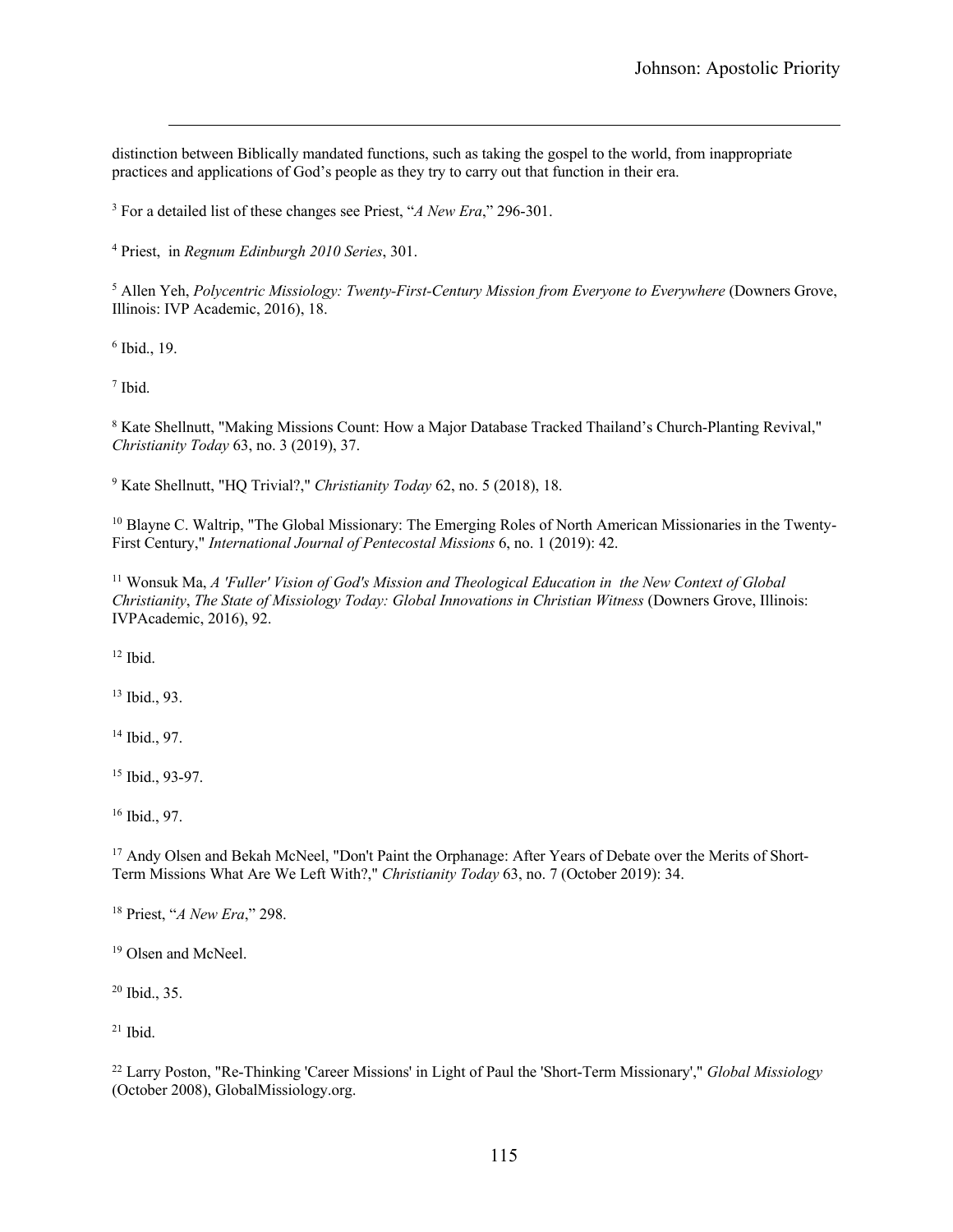distinction between Biblically mandated functions, such as taking the gospel to the world, from inappropriate practices and applications of God's people as they try to carry out that function in their era.

[3] For a detailed list of these changes see Priest, "*A New Era*," 296-301.

[4] Priest, in *Regnum Edinburgh 2010 Series*, 301.

[5] Allen Yeh, *Polycentric Missiology: Twenty-First-Century Mission from Everyone to Everywhere* (Downers Grove, Illinois: IVP Academic, 2016), 18.

[6] Ibid., 19.

[7] Ibid.

[8] Kate Shellnutt, "Making Missions Count: How a Major Database Tracked Thailand's Church-Planting Revival," *Christianity Today* 63, no. 3 (2019), 37.

[9] Kate Shellnutt, "HQ Trivial?," *Christianity Today* 62, no. 5 (2018), 18.

[10] Blayne C. Waltrip, "The Global Missionary: The Emerging Roles of North American Missionaries in the Twenty-First Century," *International Journal of Pentecostal Missions* 6, no. 1 (2019): 42.

[11] Wonsuk Ma, *A 'Fuller' Vision of God's Mission and Theological Education in the New Context of Global Christianity*, *The State of Missiology Today: Global Innovations in Christian Witness* (Downers Grove, Illinois: IVPAcademic, 2016), 92.

[12] Ibid.

[13] Ibid., 93.

[14] Ibid., 97.

[15] Ibid., 93-97.

[16] Ibid., 97.

[17] Andy Olsen and Bekah McNeel, "Don't Paint the Orphanage: After Years of Debate over the Merits of Short-Term Missions What Are We Left With?," *Christianity Today* 63, no. 7 (October 2019): 34.

[18] Priest, "*A New Era*," 298.

[19] Olsen and McNeel.

[20] Ibid., 35.

[21] Ibid.

[22] Larry Poston, "Re-Thinking 'Career Missions' in Light of Paul the 'Short-Term Missionary'," *Global Missiology* (October 2008), GlobalMissiology.org.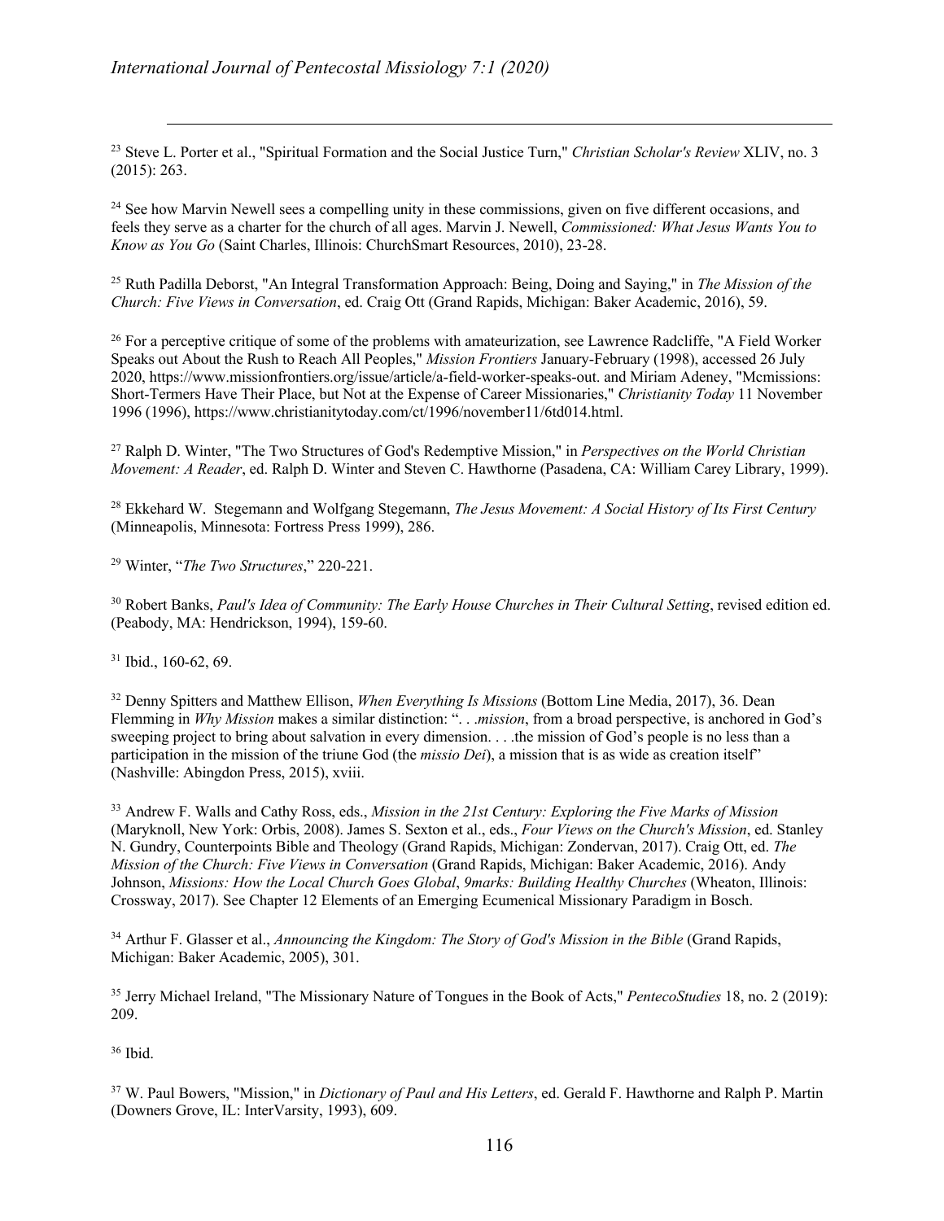[23] Steve L. Porter et al., "Spiritual Formation and the Social Justice Turn," *Christian Scholar's Review* XLIV, no. 3 (2015): 263.

[24] See how Marvin Newell sees a compelling unity in these commissions, given on five different occasions, and feels they serve as a charter for the church of all ages. Marvin J. Newell, *Commissioned: What Jesus Wants You to Know as You Go* (Saint Charles, Illinois: ChurchSmart Resources, 2010), 23-28.

[25] Ruth Padilla Deborst, "An Integral Transformation Approach: Being, Doing and Saying," in *The Mission of the Church: Five Views in Conversation*, ed. Craig Ott (Grand Rapids, Michigan: Baker Academic, 2016), 59.

[26] For a perceptive critique of some of the problems with amateurization, see Lawrence Radcliffe, "A Field Worker Speaks out About the Rush to Reach All Peoples," *Mission Frontiers* January-February (1998), accessed 26 July 2020, https://www.missionfrontiers.org/issue/article/a-field-worker-speaks-out. and Miriam Adeney, "Mcmissions: Short-Termers Have Their Place, but Not at the Expense of Career Missionaries," *Christianity Today* 11 November 1996 (1996), https://www.christianitytoday.com/ct/1996/november11/6td014.html.

[27] Ralph D. Winter, "The Two Structures of God's Redemptive Mission," in *Perspectives on the World Christian Movement: A Reader*, ed. Ralph D. Winter and Steven C. Hawthorne (Pasadena, CA: William Carey Library, 1999).

[28] Ekkehard W. Stegemann and Wolfgang Stegemann, *The Jesus Movement: A Social History of Its First Century* (Minneapolis, Minnesota: Fortress Press 1999), 286.

[29] Winter, "*The Two Structures*," 220-221.

[30] Robert Banks, *Paul's Idea of Community: The Early House Churches in Their Cultural Setting*, revised edition ed. (Peabody, MA: Hendrickson, 1994), 159-60.

[31] Ibid., 160-62, 69.

[32] Denny Spitters and Matthew Ellison, *When Everything Is Missions* (Bottom Line Media, 2017), 36. Dean Flemming in *Why Mission* makes a similar distinction: ". . .*mission*, from a broad perspective, is anchored in God's sweeping project to bring about salvation in every dimension. . . .the mission of God's people is no less than a participation in the mission of the triune God (the *missio Dei*), a mission that is as wide as creation itself" (Nashville: Abingdon Press, 2015), xviii.

[33] Andrew F. Walls and Cathy Ross, eds., *Mission in the 21st Century: Exploring the Five Marks of Mission* (Maryknoll, New York: Orbis, 2008). James S. Sexton et al., eds., *Four Views on the Church's Mission*, ed. Stanley N. Gundry, Counterpoints Bible and Theology (Grand Rapids, Michigan: Zondervan, 2017). Craig Ott, ed. *The Mission of the Church: Five Views in Conversation* (Grand Rapids, Michigan: Baker Academic, 2016). Andy Johnson, *Missions: How the Local Church Goes Global*, *9marks: Building Healthy Churches* (Wheaton, Illinois: Crossway, 2017). See Chapter 12 Elements of an Emerging Ecumenical Missionary Paradigm in Bosch.

[34] Arthur F. Glasser et al., *Announcing the Kingdom: The Story of God's Mission in the Bible* (Grand Rapids, Michigan: Baker Academic, 2005), 301.

[35] Jerry Michael Ireland, "The Missionary Nature of Tongues in the Book of Acts," *PentecoStudies* 18, no. 2 (2019): 209.

[36] Ibid.

[37] W. Paul Bowers, "Mission," in *Dictionary of Paul and His Letters*, ed. Gerald F. Hawthorne and Ralph P. Martin (Downers Grove, IL: InterVarsity, 1993), 609.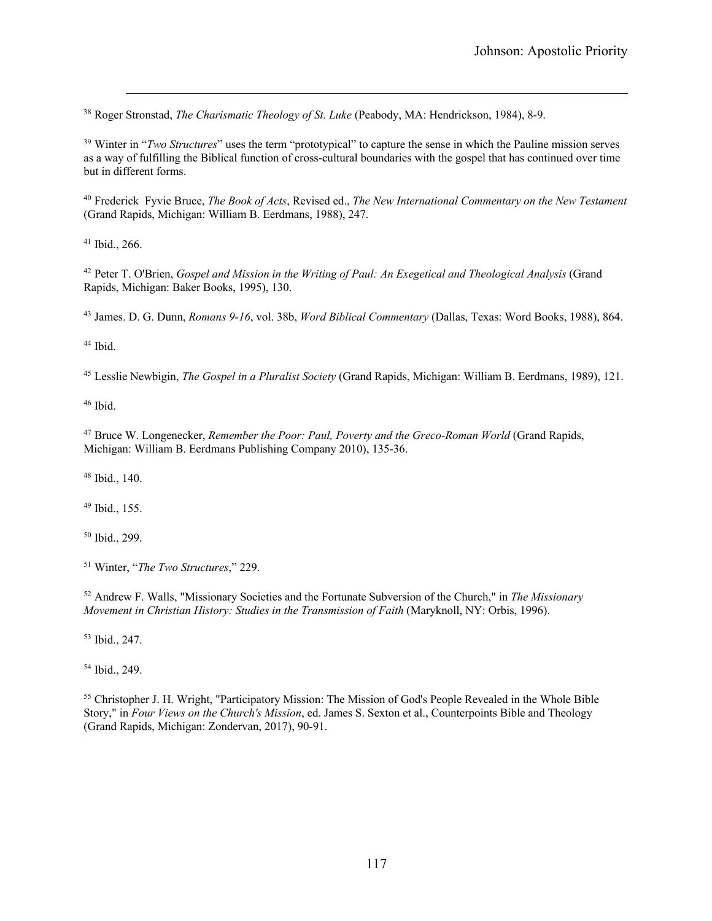[38] Roger Stronstad, *The Charismatic Theology of St. Luke* (Peabody, MA: Hendrickson, 1984), 8-9.

[39] Winter in "*Two Structures*" uses the term "prototypical" to capture the sense in which the Pauline mission serves as a way of fulfilling the Biblical function of cross-cultural boundaries with the gospel that has continued over time but in different forms.

[40] Frederick Fyvie Bruce, *The Book of Acts*, Revised ed., *The New International Commentary on the New Testament* (Grand Rapids, Michigan: William B. Eerdmans, 1988), 247.

[41] Ibid., 266.

[42] Peter T. O'Brien, *Gospel and Mission in the Writing of Paul: An Exegetical and Theological Analysis* (Grand Rapids, Michigan: Baker Books, 1995), 130.

[43] James. D. G. Dunn, *Romans 9-16*, vol. 38b, *Word Biblical Commentary* (Dallas, Texas: Word Books, 1988), 864.

[44] Ibid.

[45] Lesslie Newbigin, *The Gospel in a Pluralist Society* (Grand Rapids, Michigan: William B. Eerdmans, 1989), 121.

[46] Ibid.

[47] Bruce W. Longenecker, *Remember the Poor: Paul, Poverty and the Greco-Roman World* (Grand Rapids, Michigan: William B. Eerdmans Publishing Company 2010), 135-36.

[48] Ibid., 140.

[49] Ibid., 155.

[50] Ibid., 299.

[51] Winter, "*The Two Structures*," 229.

[52] Andrew F. Walls, "Missionary Societies and the Fortunate Subversion of the Church," in *The Missionary Movement in Christian History: Studies in the Transmission of Faith* (Maryknoll, NY: Orbis, 1996).

[53] Ibid., 247.

[54] Ibid., 249.

[55] Christopher J. H. Wright, "Participatory Mission: The Mission of God's People Revealed in the Whole Bible Story," in *Four Views on the Church's Mission*, ed. James S. Sexton et al., Counterpoints Bible and Theology (Grand Rapids, Michigan: Zondervan, 2017), 90-91.